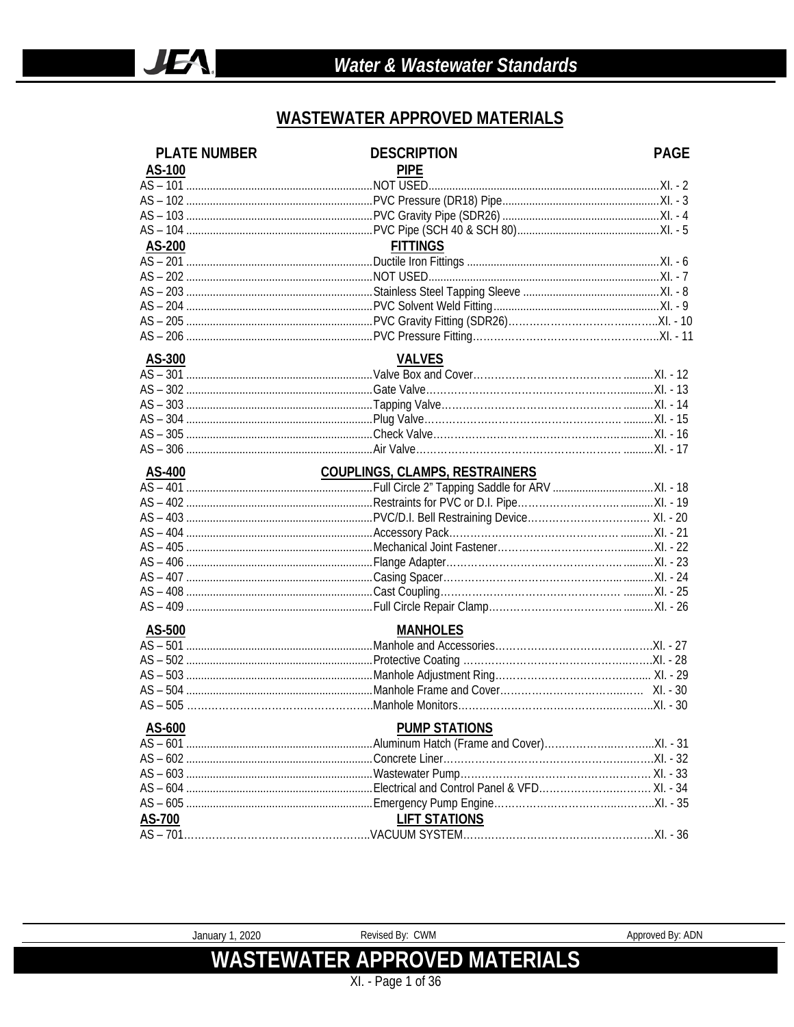# WASTEWATER APPROVED MATERIALS

| PLATE NUMBER | DESCRIPTION | PAGE |
|---|---|---|
| **AS-100** | **PIPE** | |
| AS – 101 | NOT USED | XI. - 2 |
| AS – 102 | PVC Pressure (DR18) Pipe | XI. - 3 |
| AS – 103 | PVC Gravity Pipe (SDR26) | XI. - 4 |
| AS – 104 | PVC Pipe (SCH 40 & SCH 80) | XI. - 5 |
| **AS-200** | **FITTINGS** | |
| AS – 201 | Ductile Iron Fittings | XI. - 6 |
| AS – 202 | NOT USED | XI. - 7 |
| AS – 203 | Stainless Steel Tapping Sleeve | XI. - 8 |
| AS – 204 | PVC Solvent Weld Fitting | XI. - 9 |
| AS – 205 | PVC Gravity Fitting (SDR26) | XI. - 10 |
| AS – 206 | PVC Pressure Fitting | XI. - 11 |
| **AS-300** | **VALVES** | |
| AS – 301 | Valve Box and Cover | XI. - 12 |
| AS – 302 | Gate Valve | XI. - 13 |
| AS – 303 | Tapping Valve | XI. - 14 |
| AS – 304 | Plug Valve | XI. - 15 |
| AS – 305 | Check Valve | XI. - 16 |
| AS – 306 | Air Valve | XI. - 17 |
| **AS-400** | **COUPLINGS, CLAMPS, RESTRAINERS** | |
| AS – 401 | Full Circle 2" Tapping Saddle for ARV | XI. - 18 |
| AS – 402 | Restraints for PVC or D.I. Pipe | XI. - 19 |
| AS – 403 | PVC/D.I. Bell Restraining Device | XI. - 20 |
| AS – 404 | Accessory Pack | XI. - 21 |
| AS – 405 | Mechanical Joint Fastener | XI. - 22 |
| AS – 406 | Flange Adapter | XI. - 23 |
| AS – 407 | Casing Spacer | XI. - 24 |
| AS – 408 | Cast Coupling | XI. - 25 |
| AS – 409 | Full Circle Repair Clamp | XI. - 26 |
| **AS-500** | **MANHOLES** | |
| AS – 501 | Manhole and Accessories | XI. - 27 |
| AS – 502 | Protective Coating | XI. - 28 |
| AS – 503 | Manhole Adjustment Ring | XI. - 29 |
| AS – 504 | Manhole Frame and Cover | XI. - 30 |
| AS – 505 | Manhole Monitors | XI. - 30 |
| **AS-600** | **PUMP STATIONS** | |
| AS – 601 | Aluminum Hatch (Frame and Cover) | XI. - 31 |
| AS – 602 | Concrete Liner | XI. - 32 |
| AS – 603 | Wastewater Pump | XI. - 33 |
| AS – 604 | Electrical and Control Panel & VFD | XI. - 34 |
| AS – 605 | Emergency Pump Engine | XI. - 35 |
| **AS-700** | **LIFT STATIONS** | |
| AS – 701 | VACUUM SYSTEM | XI. - 36 |

January 1, 2020 Revised By: CWM Approved By: ADN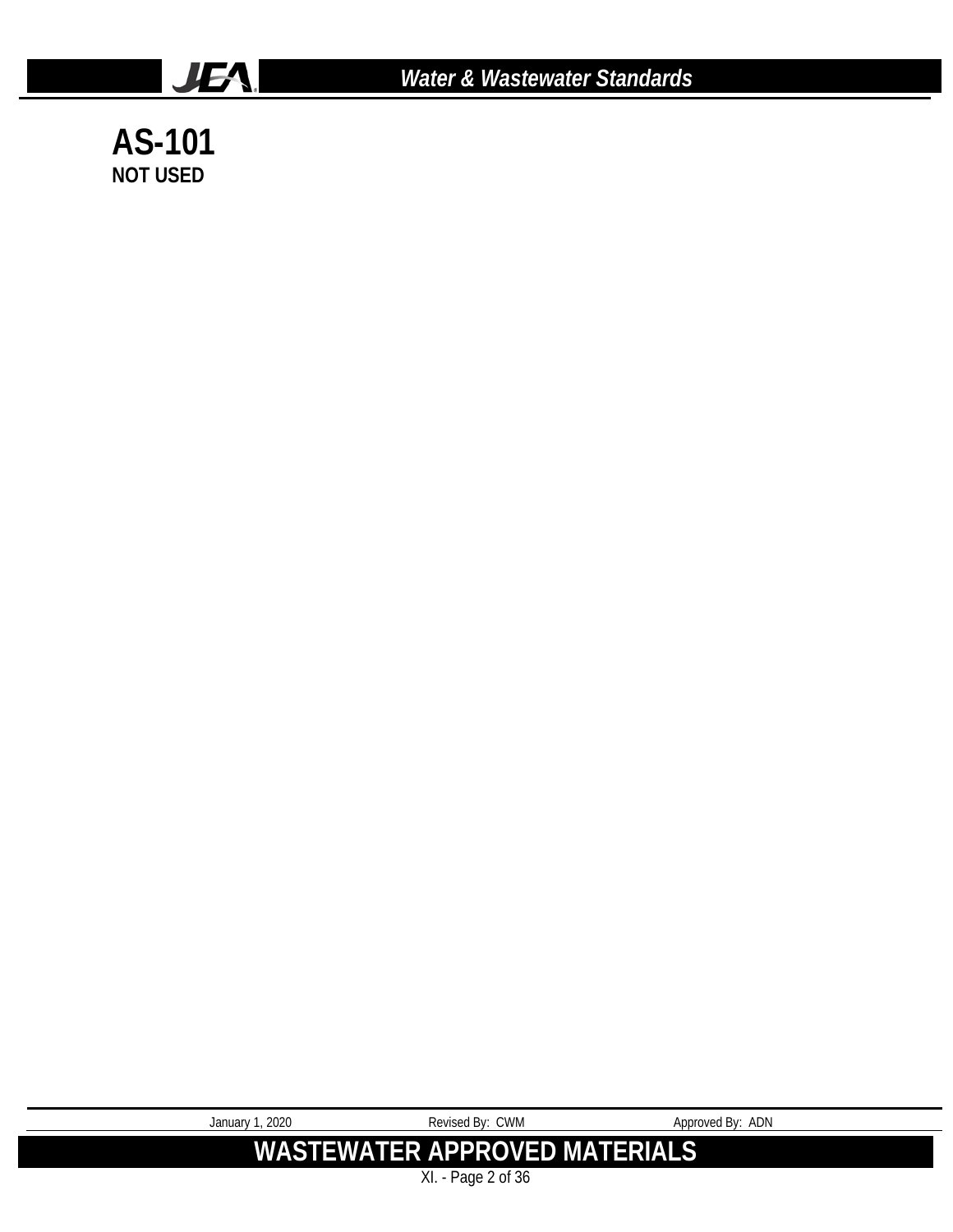# AS-101

**NOT USED**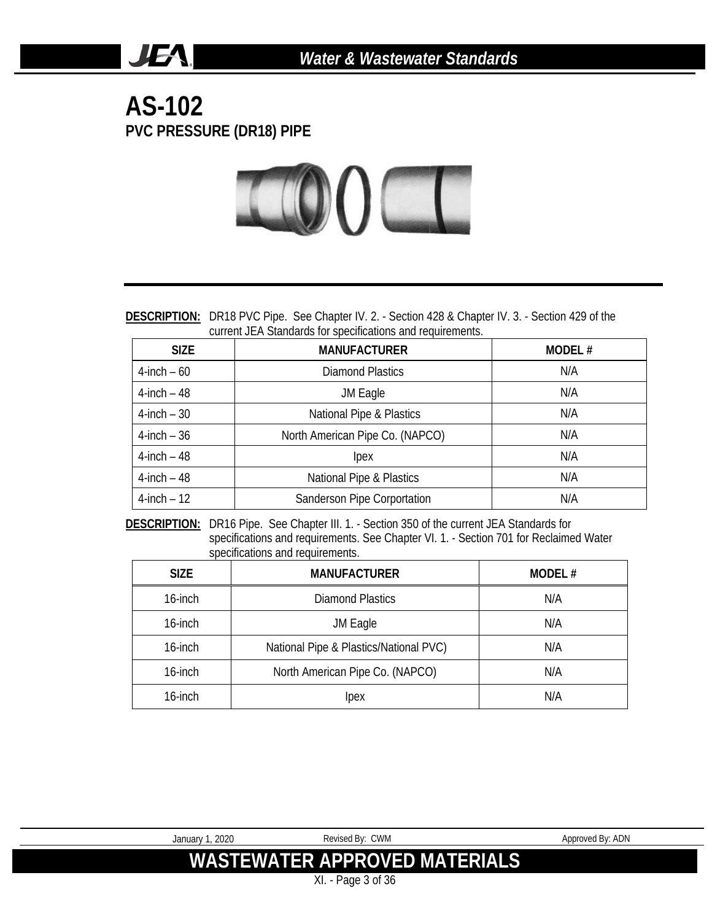# AS-102

## PVC PRESSURE (DR18) PIPE

**DESCRIPTION:** DR18 PVC Pipe. See Chapter IV. 2. - Section 428 & Chapter IV. 3. - Section 429 of the current JEA Standards for specifications and requirements.

| SIZE | MANUFACTURER | MODEL # |
|---|---|---|
| 4-inch – 60 | Diamond Plastics | N/A |
| 4-inch – 48 | JM Eagle | N/A |
| 4-inch – 30 | National Pipe & Plastics | N/A |
| 4-inch – 36 | North American Pipe Co. (NAPCO) | N/A |
| 4-inch – 48 | Ipex | N/A |
| 4-inch – 48 | National Pipe & Plastics | N/A |
| 4-inch – 12 | Sanderson Pipe Corportation | N/A |

**DESCRIPTION:** DR16 Pipe. See Chapter III. 1. - Section 350 of the current JEA Standards for specifications and requirements. See Chapter VI. 1. - Section 701 for Reclaimed Water specifications and requirements.

| SIZE | MANUFACTURER | MODEL # |
|---|---|---|
| 16-inch | Diamond Plastics | N/A |
| 16-inch | JM Eagle | N/A |
| 16-inch | National Pipe & Plastics/National PVC) | N/A |
| 16-inch | North American Pipe Co. (NAPCO) | N/A |
| 16-inch | Ipex | N/A |

January 1, 2020 Revised By: CWM Approved By: ADN

## WASTEWATER APPROVED MATERIALS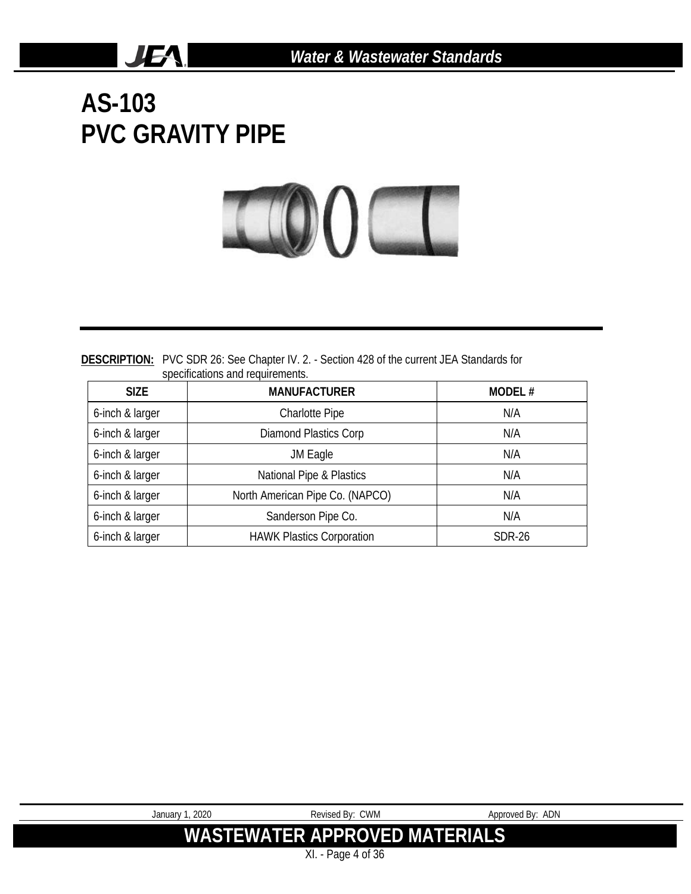# AS-103
# PVC GRAVITY PIPE

**DESCRIPTION:** PVC SDR 26: See Chapter IV. 2. - Section 428 of the current JEA Standards for specifications and requirements.

| SIZE | MANUFACTURER | MODEL # |
|---|---|---|
| 6-inch & larger | Charlotte Pipe | N/A |
| 6-inch & larger | Diamond Plastics Corp | N/A |
| 6-inch & larger | JM Eagle | N/A |
| 6-inch & larger | National Pipe & Plastics | N/A |
| 6-inch & larger | North American Pipe Co. (NAPCO) | N/A |
| 6-inch & larger | Sanderson Pipe Co. | N/A |
| 6-inch & larger | HAWK Plastics Corporation | SDR-26 |

January 1, 2020 Revised By: CWM Approved By: ADN

**WASTEWATER APPROVED MATERIALS**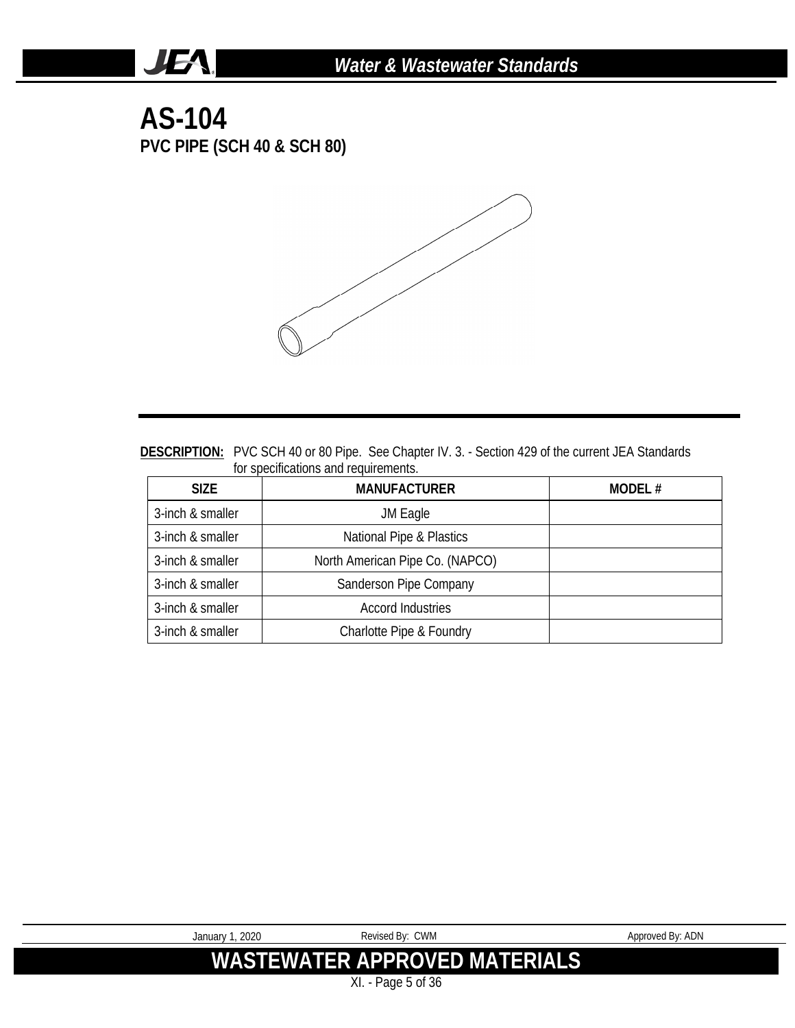# AS-104

## PVC PIPE (SCH 40 & SCH 80)

**DESCRIPTION:** PVC SCH 40 or 80 Pipe. See Chapter IV. 3. - Section 429 of the current JEA Standards for specifications and requirements.

| SIZE | MANUFACTURER | MODEL # |
|---|---|---|
| 3-inch & smaller | JM Eagle | |
| 3-inch & smaller | National Pipe & Plastics | |
| 3-inch & smaller | North American Pipe Co. (NAPCO) | |
| 3-inch & smaller | Sanderson Pipe Company | |
| 3-inch & smaller | Accord Industries | |
| 3-inch & smaller | Charlotte Pipe & Foundry | |

January 1, 2020 Revised By: CWM Approved By: ADN

**WASTEWATER APPROVED MATERIALS**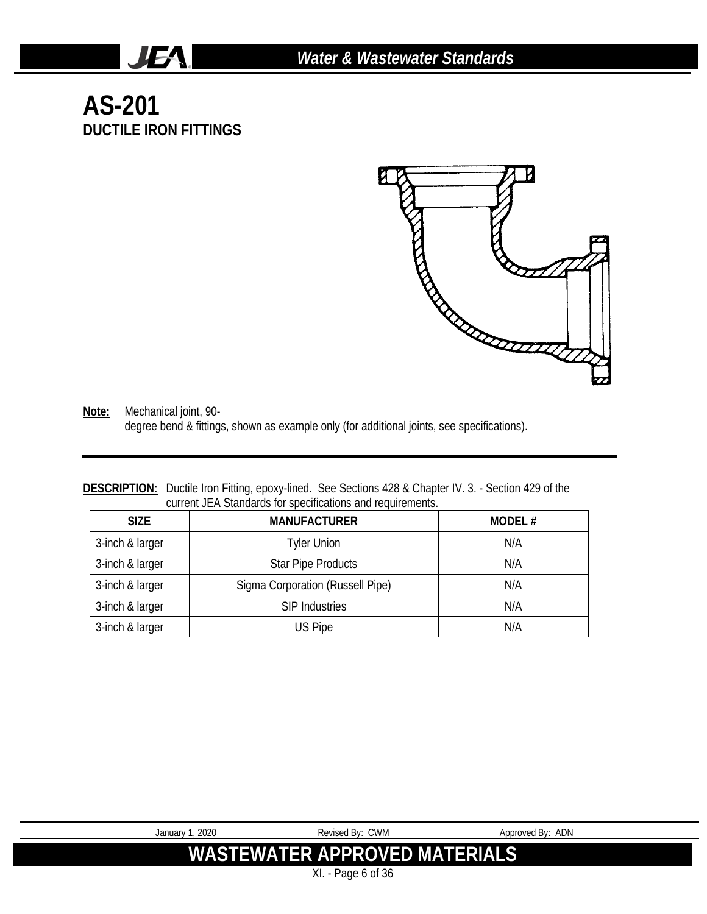# AS-201
## DUCTILE IRON FITTINGS

**Note:** Mechanical joint, 90-degree bend & fittings, shown as example only (for additional joints, see specifications).

**DESCRIPTION:** Ductile Iron Fitting, epoxy-lined. See Sections 428 & Chapter IV. 3. - Section 429 of the current JEA Standards for specifications and requirements.

| SIZE | MANUFACTURER | MODEL # |
|---|---|---|
| 3-inch & larger | Tyler Union | N/A |
| 3-inch & larger | Star Pipe Products | N/A |
| 3-inch & larger | Sigma Corporation (Russell Pipe) | N/A |
| 3-inch & larger | SIP Industries | N/A |
| 3-inch & larger | US Pipe | N/A |

January 1, 2020 Revised By: CWM Approved By: ADN

**WASTEWATER APPROVED MATERIALS**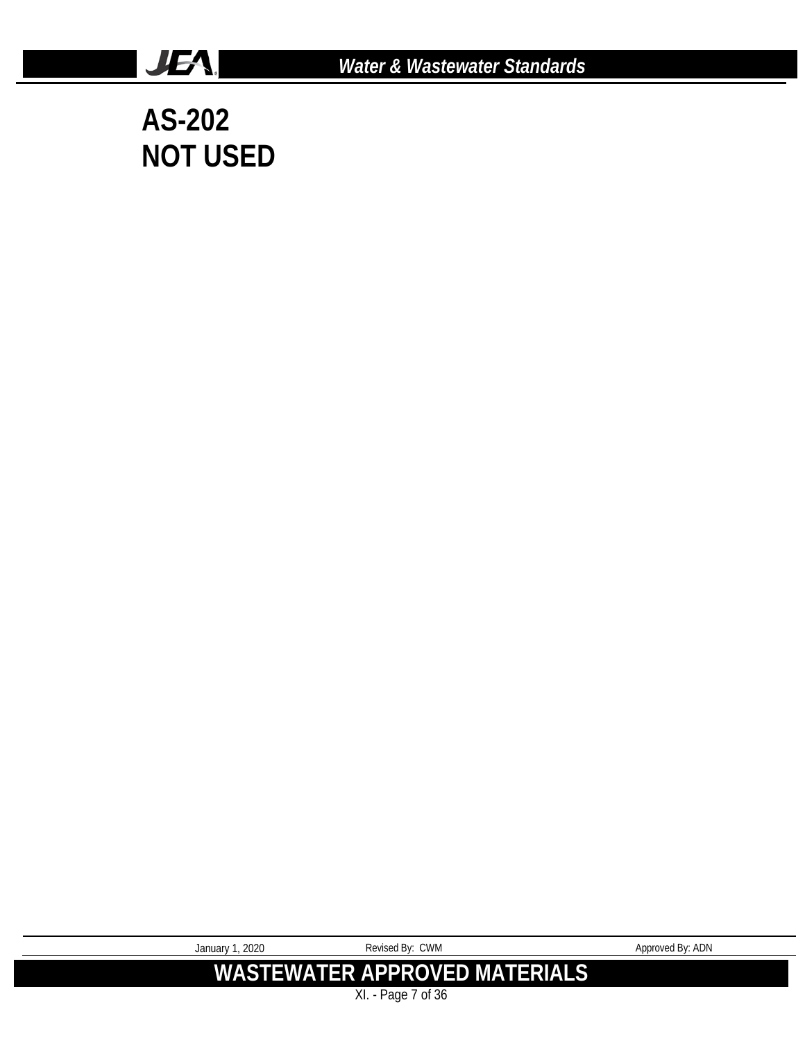# AS-202
# NOT USED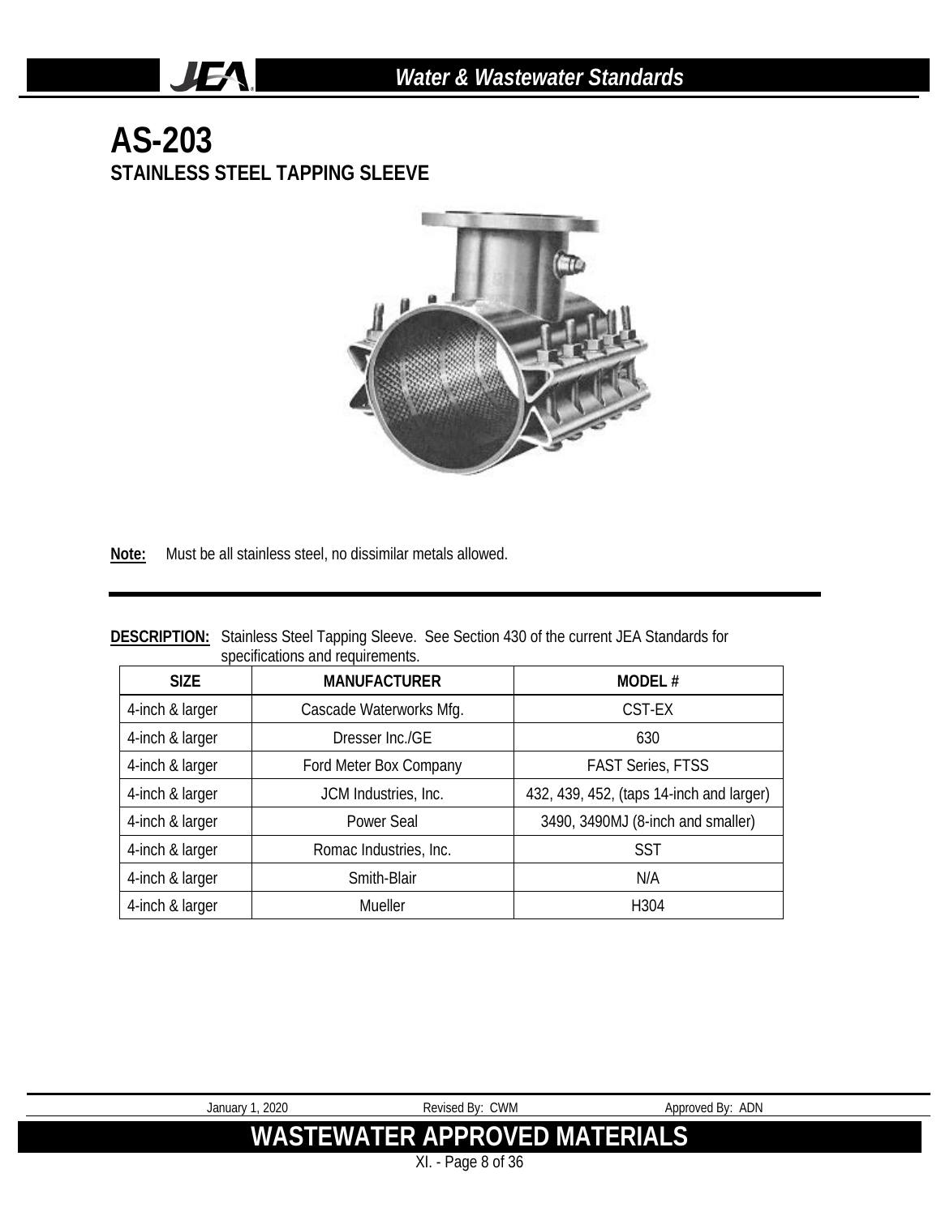# AS-203

## STAINLESS STEEL TAPPING SLEEVE

**Note:** Must be all stainless steel, no dissimilar metals allowed.

**DESCRIPTION:** Stainless Steel Tapping Sleeve. See Section 430 of the current JEA Standards for specifications and requirements.

| SIZE | MANUFACTURER | MODEL # |
|---|---|---|
| 4-inch & larger | Cascade Waterworks Mfg. | CST-EX |
| 4-inch & larger | Dresser Inc./GE | 630 |
| 4-inch & larger | Ford Meter Box Company | FAST Series, FTSS |
| 4-inch & larger | JCM Industries, Inc. | 432, 439, 452, (taps 14-inch and larger) |
| 4-inch & larger | Power Seal | 3490, 3490MJ (8-inch and smaller) |
| 4-inch & larger | Romac Industries, Inc. | SST |
| 4-inch & larger | Smith-Blair | N/A |
| 4-inch & larger | Mueller | H304 |

January 1, 2020 Revised By: CWM Approved By: ADN

**WASTEWATER APPROVED MATERIALS**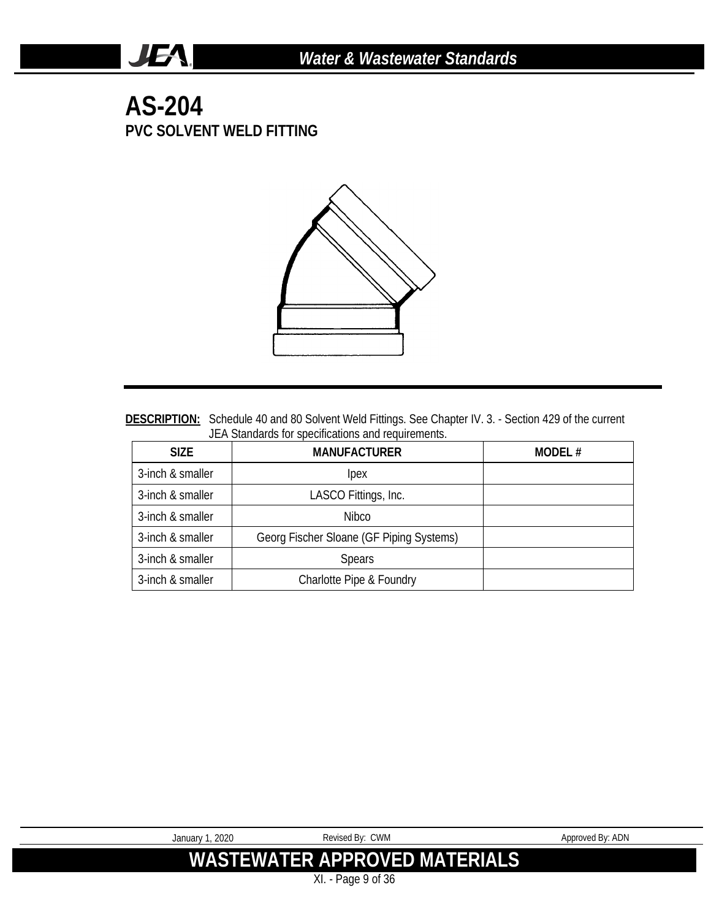# AS-204

## PVC SOLVENT WELD FITTING

**DESCRIPTION:** Schedule 40 and 80 Solvent Weld Fittings. See Chapter IV. 3. - Section 429 of the current JEA Standards for specifications and requirements.

| SIZE | MANUFACTURER | MODEL # |
|---|---|---|
| 3-inch & smaller | Ipex | |
| 3-inch & smaller | LASCO Fittings, Inc. | |
| 3-inch & smaller | Nibco | |
| 3-inch & smaller | Georg Fischer Sloane (GF Piping Systems) | |
| 3-inch & smaller | Spears | |
| 3-inch & smaller | Charlotte Pipe & Foundry | |

January 1, 2020 Revised By: CWM Approved By: ADN

**WASTEWATER APPROVED MATERIALS**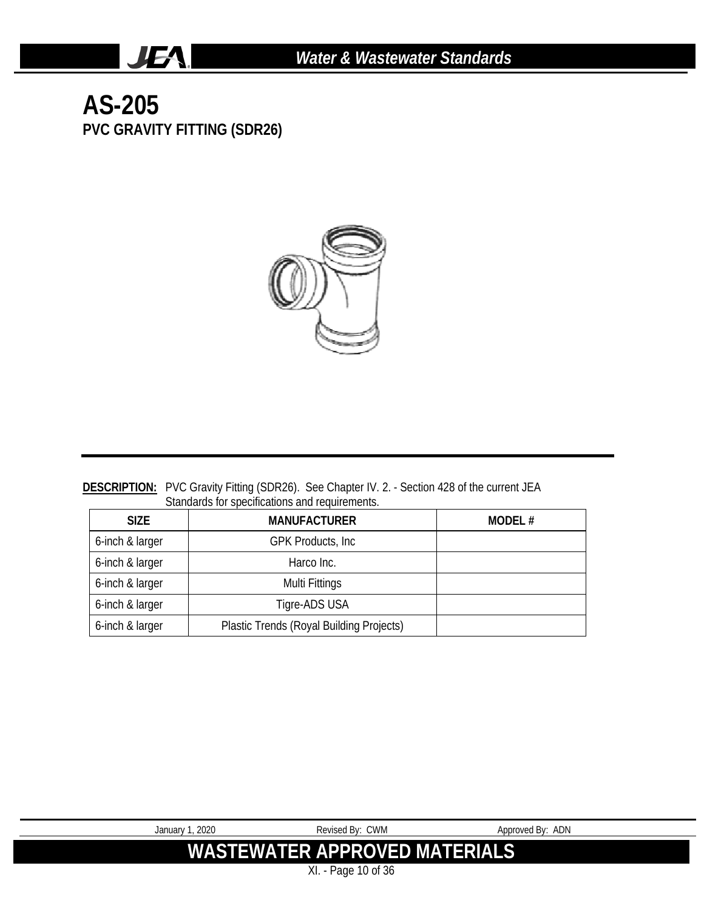# AS-205

## PVC GRAVITY FITTING (SDR26)

**DESCRIPTION:** PVC Gravity Fitting (SDR26). See Chapter IV. 2. - Section 428 of the current JEA Standards for specifications and requirements.

| SIZE | MANUFACTURER | MODEL # |
| --- | --- | --- |
| 6-inch & larger | GPK Products, Inc | |
| 6-inch & larger | Harco Inc. | |
| 6-inch & larger | Multi Fittings | |
| 6-inch & larger | Tigre-ADS USA | |
| 6-inch & larger | Plastic Trends (Royal Building Projects) | |

January 1, 2020 Revised By: CWM Approved By: ADN

**WASTEWATER APPROVED MATERIALS**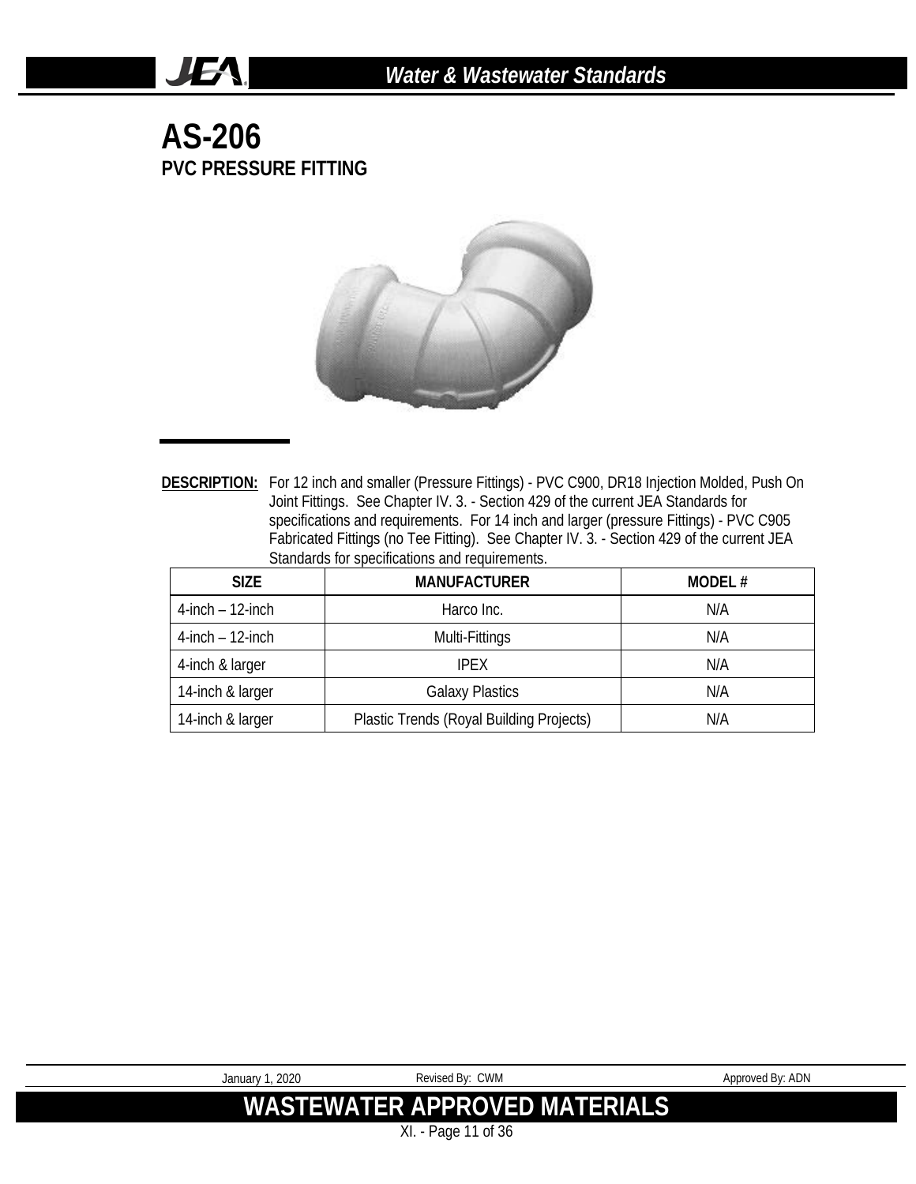# AS-206

## PVC PRESSURE FITTING

**DESCRIPTION:** For 12 inch and smaller (Pressure Fittings) - PVC C900, DR18 Injection Molded, Push On Joint Fittings. See Chapter IV. 3. - Section 429 of the current JEA Standards for specifications and requirements. For 14 inch and larger (pressure Fittings) - PVC C905 Fabricated Fittings (no Tee Fitting). See Chapter IV. 3. - Section 429 of the current JEA Standards for specifications and requirements.

| SIZE | MANUFACTURER | MODEL # |
|---|---|---|
| 4-inch – 12-inch | Harco Inc. | N/A |
| 4-inch – 12-inch | Multi-Fittings | N/A |
| 4-inch & larger | IPEX | N/A |
| 14-inch & larger | Galaxy Plastics | N/A |
| 14-inch & larger | Plastic Trends (Royal Building Projects) | N/A |

January 1, 2020 Revised By: CWM Approved By: ADN

**WASTEWATER APPROVED MATERIALS**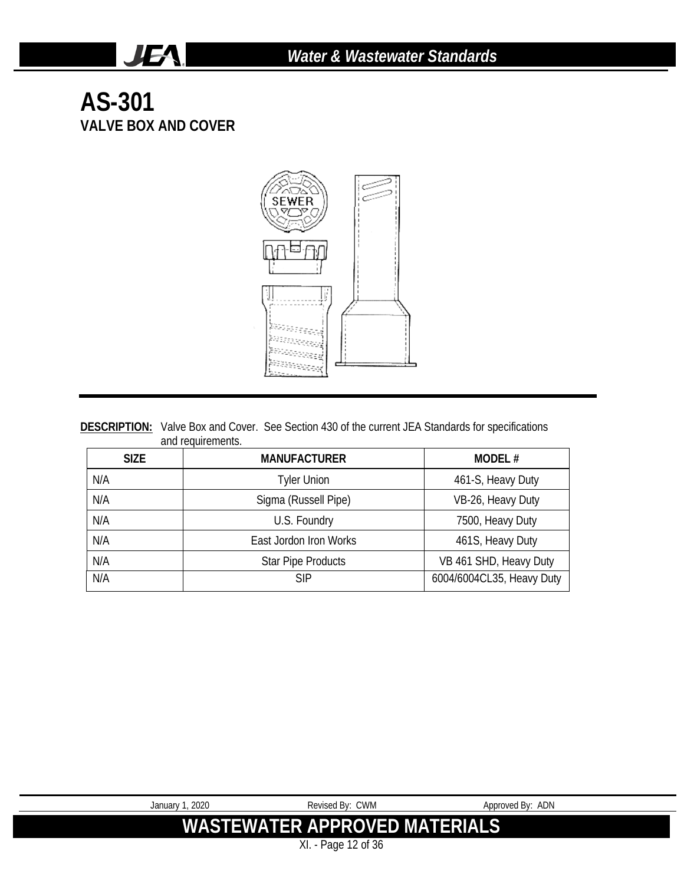# AS-301

## VALVE BOX AND COVER

**DESCRIPTION:** Valve Box and Cover. See Section 430 of the current JEA Standards for specifications and requirements.

| SIZE | MANUFACTURER | MODEL # |
|---|---|---|
| N/A | Tyler Union | 461-S, Heavy Duty |
| N/A | Sigma (Russell Pipe) | VB-26, Heavy Duty |
| N/A | U.S. Foundry | 7500, Heavy Duty |
| N/A | East Jordon Iron Works | 461S, Heavy Duty |
| N/A | Star Pipe Products | VB 461 SHD, Heavy Duty |
| N/A | SIP | 6004/6004CL35, Heavy Duty |

January 1, 2020 Revised By: CWM Approved By: ADN

**WASTEWATER APPROVED MATERIALS**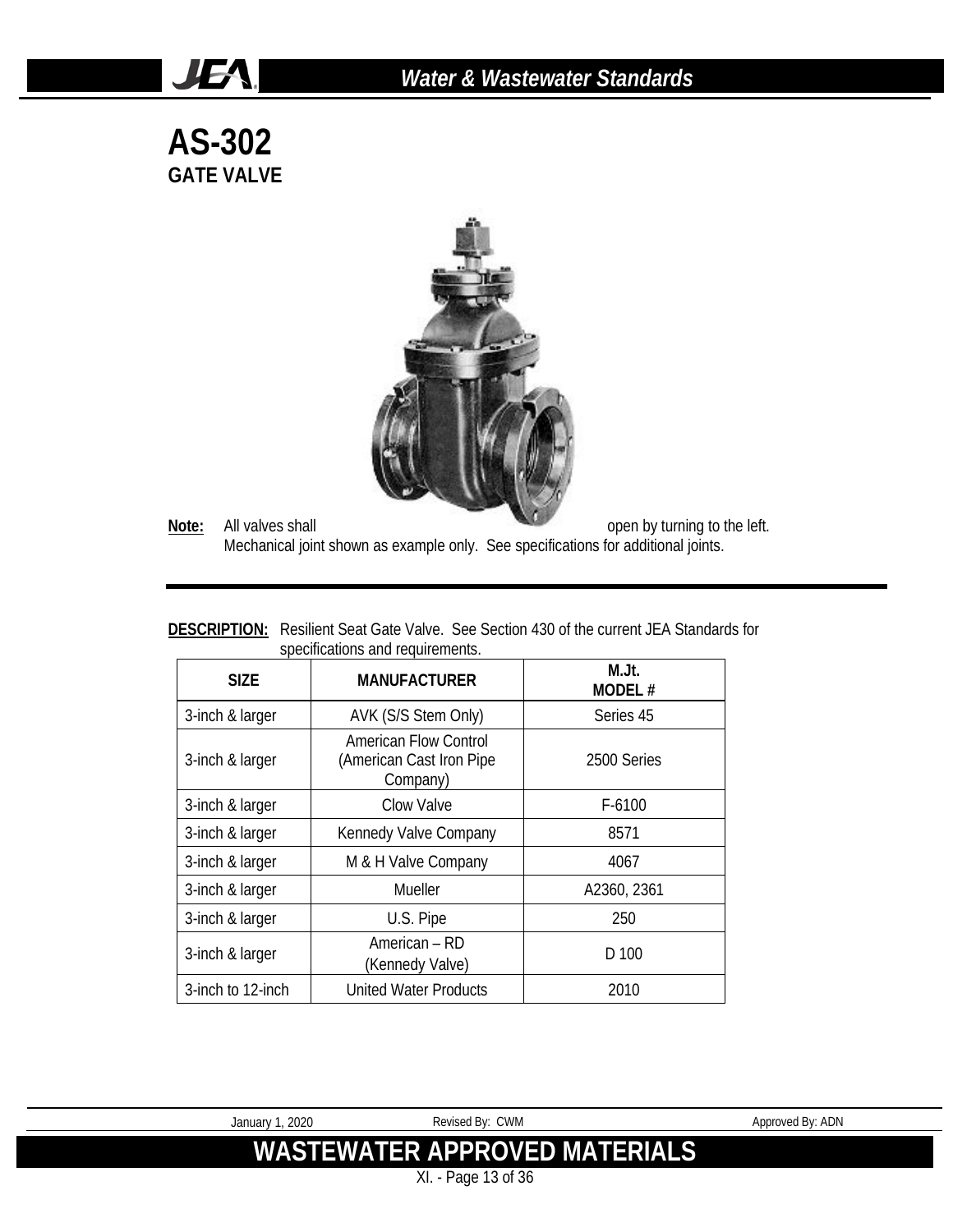# AS-302
## GATE VALVE

**Note:** All valves shall open by turning to the left.
Mechanical joint shown as example only. See specifications for additional joints.

**DESCRIPTION:** Resilient Seat Gate Valve. See Section 430 of the current JEA Standards for specifications and requirements.

| SIZE | MANUFACTURER | M.Jt. MODEL # |
|---|---|---|
| 3-inch & larger | AVK (S/S Stem Only) | Series 45 |
| 3-inch & larger | American Flow Control (American Cast Iron Pipe Company) | 2500 Series |
| 3-inch & larger | Clow Valve | F-6100 |
| 3-inch & larger | Kennedy Valve Company | 8571 |
| 3-inch & larger | M & H Valve Company | 4067 |
| 3-inch & larger | Mueller | A2360, 2361 |
| 3-inch & larger | U.S. Pipe | 250 |
| 3-inch & larger | American – RD (Kennedy Valve) | D 100 |
| 3-inch to 12-inch | United Water Products | 2010 |

January 1, 2020 | Revised By: CWM | Approved By: ADN

**WASTEWATER APPROVED MATERIALS**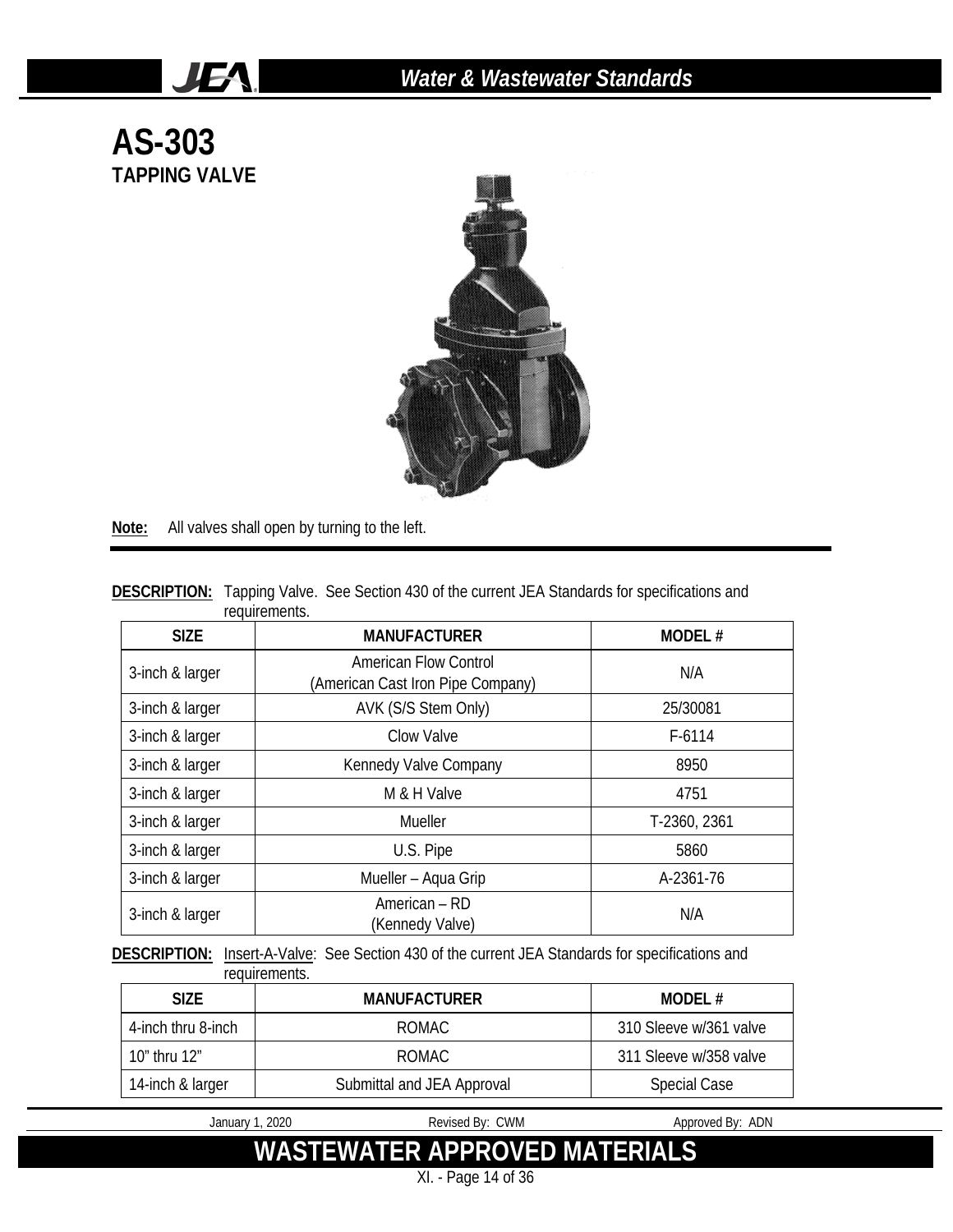# AS-303

## TAPPING VALVE

**Note:** All valves shall open by turning to the left.

**DESCRIPTION:** Tapping Valve. See Section 430 of the current JEA Standards for specifications and requirements.

| SIZE | MANUFACTURER | MODEL # |
|---|---|---|
| 3-inch & larger | American Flow Control (American Cast Iron Pipe Company) | N/A |
| 3-inch & larger | AVK (S/S Stem Only) | 25/30081 |
| 3-inch & larger | Clow Valve | F-6114 |
| 3-inch & larger | Kennedy Valve Company | 8950 |
| 3-inch & larger | M & H Valve | 4751 |
| 3-inch & larger | Mueller | T-2360, 2361 |
| 3-inch & larger | U.S. Pipe | 5860 |
| 3-inch & larger | Mueller – Aqua Grip | A-2361-76 |
| 3-inch & larger | American – RD (Kennedy Valve) | N/A |

**DESCRIPTION:** Insert-A-Valve: See Section 430 of the current JEA Standards for specifications and requirements.

| SIZE | MANUFACTURER | MODEL # |
|---|---|---|
| 4-inch thru 8-inch | ROMAC | 310 Sleeve w/361 valve |
| 10" thru 12" | ROMAC | 311 Sleeve w/358 valve |
| 14-inch & larger | Submittal and JEA Approval | Special Case |

January 1, 2020 | Revised By: CWM | Approved By: ADN

**WASTEWATER APPROVED MATERIALS**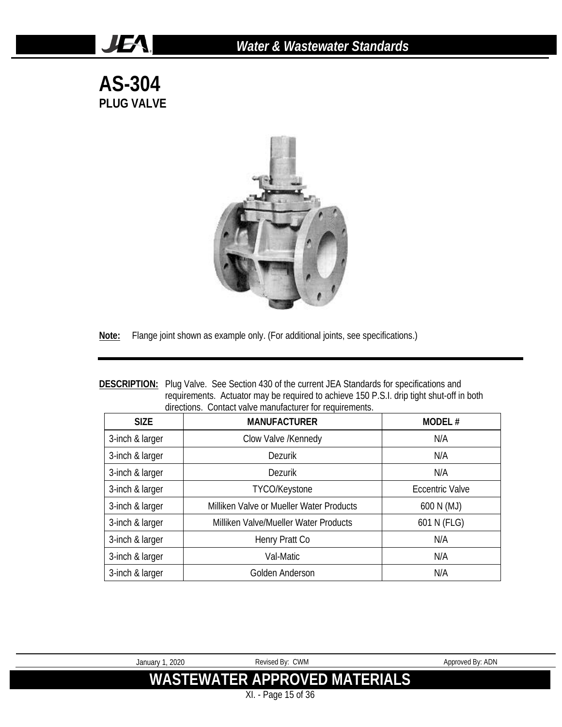# AS-304

## PLUG VALVE

**Note:** Flange joint shown as example only. (For additional joints, see specifications.)

**DESCRIPTION:** Plug Valve. See Section 430 of the current JEA Standards for specifications and requirements. Actuator may be required to achieve 150 P.S.I. drip tight shut-off in both directions. Contact valve manufacturer for requirements.

| SIZE | MANUFACTURER | MODEL # |
|---|---|---|
| 3-inch & larger | Clow Valve /Kennedy | N/A |
| 3-inch & larger | Dezurik | N/A |
| 3-inch & larger | Dezurik | N/A |
| 3-inch & larger | TYCO/Keystone | Eccentric Valve |
| 3-inch & larger | Milliken Valve or Mueller Water Products | 600 N (MJ) |
| 3-inch & larger | Milliken Valve/Mueller Water Products | 601 N (FLG) |
| 3-inch & larger | Henry Pratt Co | N/A |
| 3-inch & larger | Val-Matic | N/A |
| 3-inch & larger | Golden Anderson | N/A |

January 1, 2020 Revised By: CWM Approved By: ADN

**WASTEWATER APPROVED MATERIALS**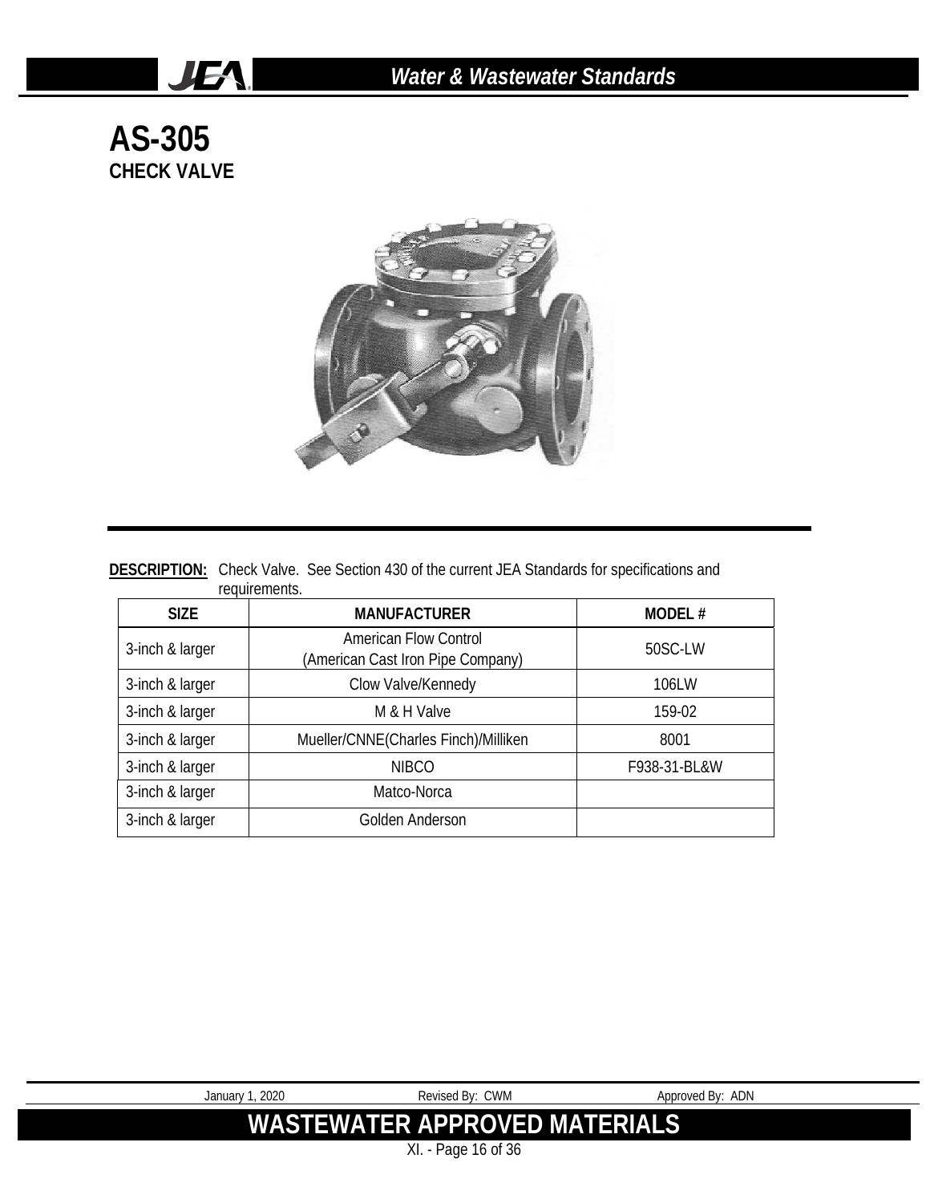# AS-305

## CHECK VALVE

**DESCRIPTION:** Check Valve. See Section 430 of the current JEA Standards for specifications and requirements.

| SIZE | MANUFACTURER | MODEL # |
|---|---|---|
| 3-inch & larger | American Flow Control (American Cast Iron Pipe Company) | 50SC-LW |
| 3-inch & larger | Clow Valve/Kennedy | 106LW |
| 3-inch & larger | M & H Valve | 159-02 |
| 3-inch & larger | Mueller/CNNE(Charles Finch)/Milliken | 8001 |
| 3-inch & larger | NIBCO | F938-31-BL&W |
| 3-inch & larger | Matco-Norca | |
| 3-inch & larger | Golden Anderson | |

January 1, 2020 Revised By: CWM Approved By: ADN

**WASTEWATER APPROVED MATERIALS**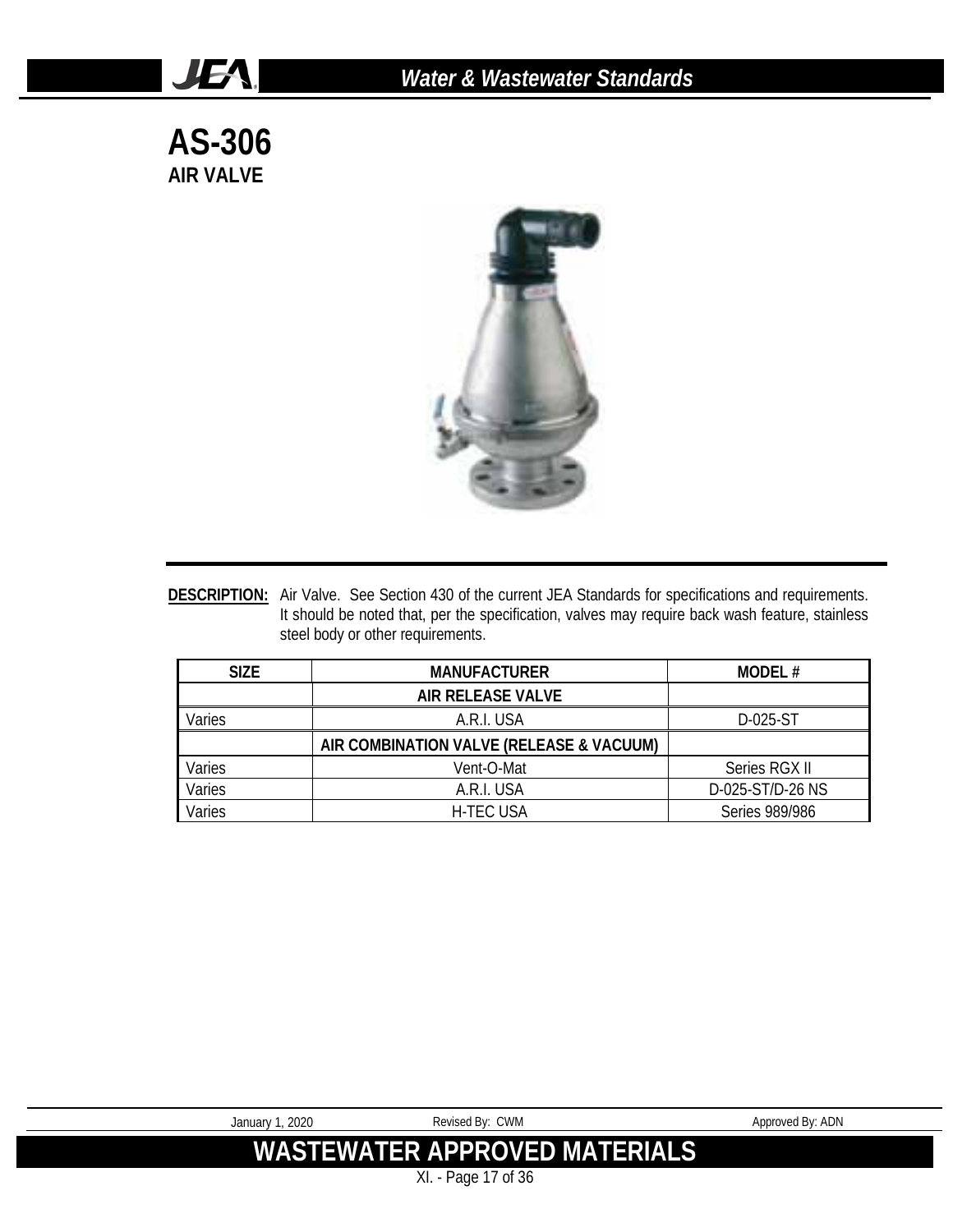# AS-306

## AIR VALVE

**DESCRIPTION:** Air Valve. See Section 430 of the current JEA Standards for specifications and requirements. It should be noted that, per the specification, valves may require back wash feature, stainless steel body or other requirements.

| SIZE | MANUFACTURER | MODEL # |
|---|---|---|
| | **AIR RELEASE VALVE** | |
| Varies | A.R.I. USA | D-025-ST |
| | **AIR COMBINATION VALVE (RELEASE & VACUUM)** | |
| Varies | Vent-O-Mat | Series RGX II |
| Varies | A.R.I. USA | D-025-ST/D-26 NS |
| Varies | H-TEC USA | Series 989/986 |

January 1, 2020 Revised By: CWM Approved By: ADN

**WASTEWATER APPROVED MATERIALS**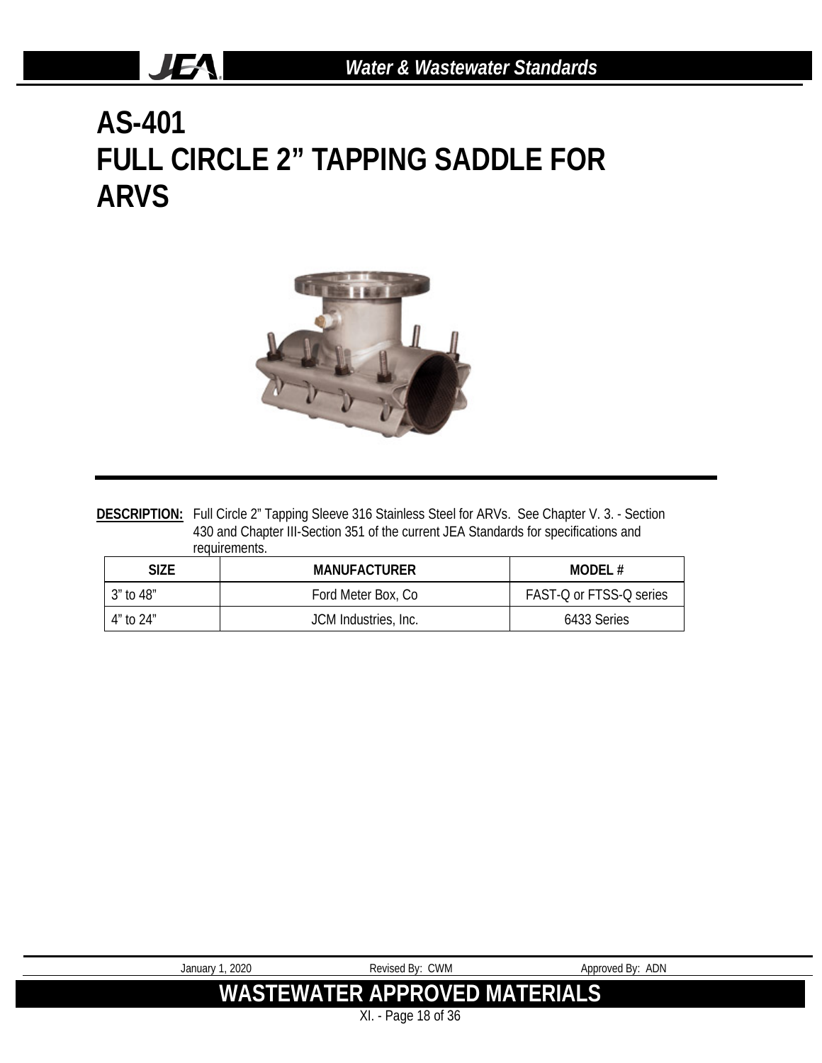# AS-401
# FULL CIRCLE 2" TAPPING SADDLE FOR ARVS

**DESCRIPTION:** Full Circle 2" Tapping Sleeve 316 Stainless Steel for ARVs. See Chapter V. 3. - Section 430 and Chapter III-Section 351 of the current JEA Standards for specifications and requirements.

| SIZE | MANUFACTURER | MODEL # |
|---|---|---|
| 3" to 48" | Ford Meter Box, Co | FAST-Q or FTSS-Q series |
| 4" to 24" | JCM Industries, Inc. | 6433 Series |

January 1, 2020 Revised By: CWM Approved By: ADN

**WASTEWATER APPROVED MATERIALS**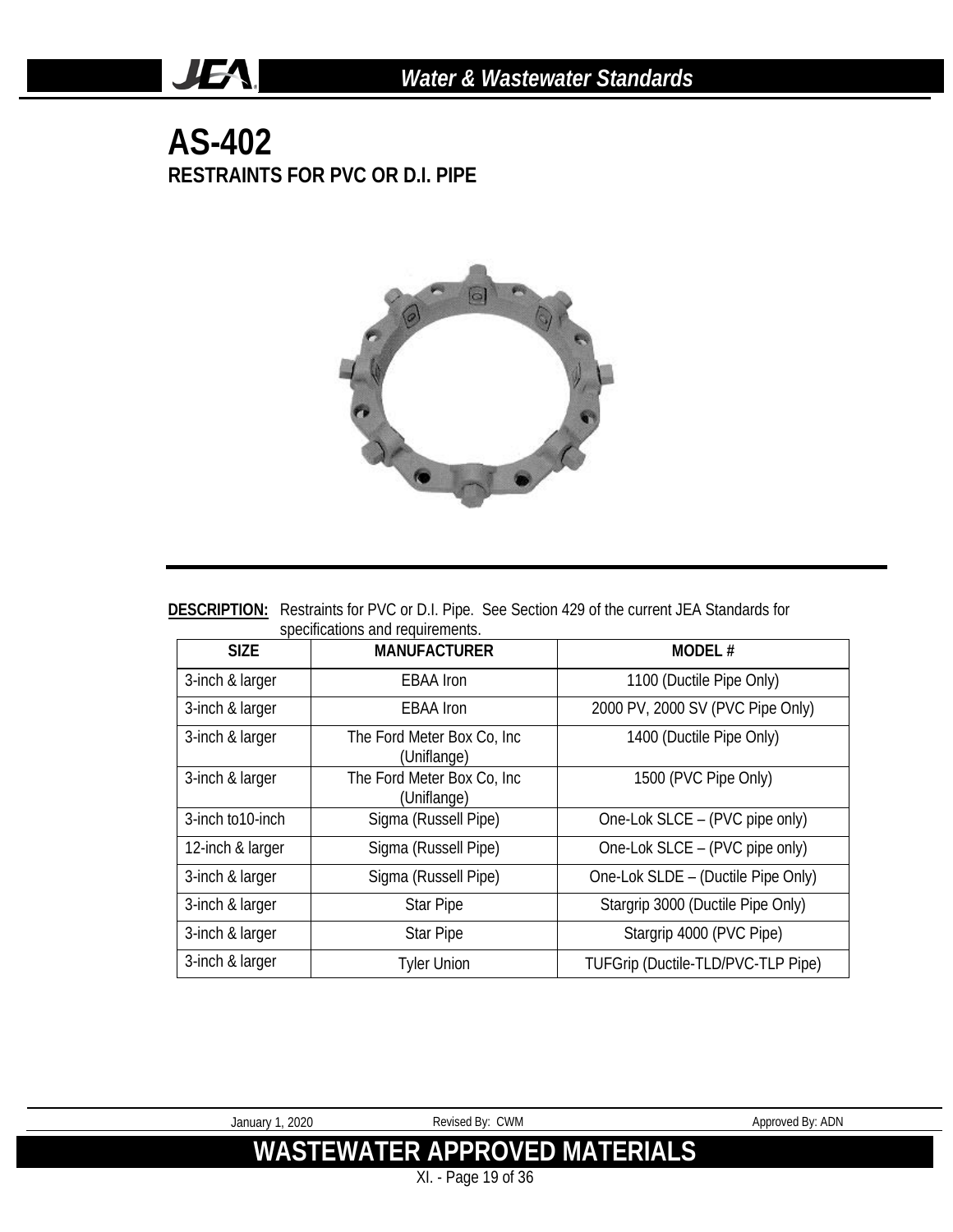# AS-402

## RESTRAINTS FOR PVC OR D.I. PIPE

**DESCRIPTION:** Restraints for PVC or D.I. Pipe. See Section 429 of the current JEA Standards for specifications and requirements.

| SIZE | MANUFACTURER | MODEL # |
|---|---|---|
| 3-inch & larger | EBAA Iron | 1100 (Ductile Pipe Only) |
| 3-inch & larger | EBAA Iron | 2000 PV, 2000 SV (PVC Pipe Only) |
| 3-inch & larger | The Ford Meter Box Co, Inc (Uniflange) | 1400 (Ductile Pipe Only) |
| 3-inch & larger | The Ford Meter Box Co, Inc (Uniflange) | 1500 (PVC Pipe Only) |
| 3-inch to10-inch | Sigma (Russell Pipe) | One-Lok SLCE – (PVC pipe only) |
| 12-inch & larger | Sigma (Russell Pipe) | One-Lok SLCE – (PVC pipe only) |
| 3-inch & larger | Sigma (Russell Pipe) | One-Lok SLDE – (Ductile Pipe Only) |
| 3-inch & larger | Star Pipe | Stargrip 3000 (Ductile Pipe Only) |
| 3-inch & larger | Star Pipe | Stargrip 4000 (PVC Pipe) |
| 3-inch & larger | Tyler Union | TUFGrip (Ductile-TLD/PVC-TLP Pipe) |

January 1, 2020 Revised By: CWM Approved By: ADN

**WASTEWATER APPROVED MATERIALS**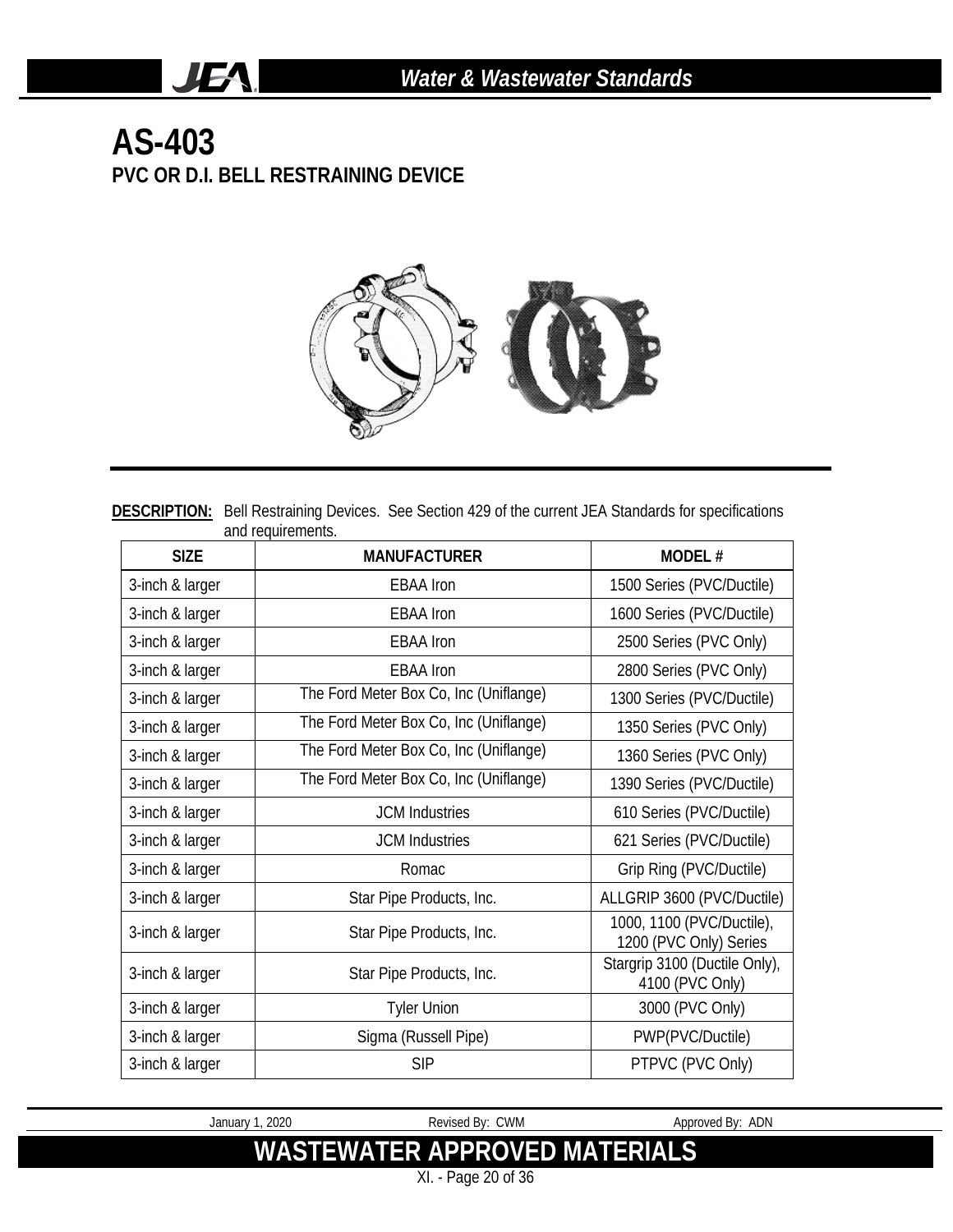# AS-403

## PVC OR D.I. BELL RESTRAINING DEVICE

**DESCRIPTION:** Bell Restraining Devices. See Section 429 of the current JEA Standards for specifications and requirements.

| SIZE | MANUFACTURER | MODEL # |
|---|---|---|
| 3-inch & larger | EBAA Iron | 1500 Series (PVC/Ductile) |
| 3-inch & larger | EBAA Iron | 1600 Series (PVC/Ductile) |
| 3-inch & larger | EBAA Iron | 2500 Series (PVC Only) |
| 3-inch & larger | EBAA Iron | 2800 Series (PVC Only) |
| 3-inch & larger | The Ford Meter Box Co, Inc (Uniflange) | 1300 Series (PVC/Ductile) |
| 3-inch & larger | The Ford Meter Box Co, Inc (Uniflange) | 1350 Series (PVC Only) |
| 3-inch & larger | The Ford Meter Box Co, Inc (Uniflange) | 1360 Series (PVC Only) |
| 3-inch & larger | The Ford Meter Box Co, Inc (Uniflange) | 1390 Series (PVC/Ductile) |
| 3-inch & larger | JCM Industries | 610 Series (PVC/Ductile) |
| 3-inch & larger | JCM Industries | 621 Series (PVC/Ductile) |
| 3-inch & larger | Romac | Grip Ring (PVC/Ductile) |
| 3-inch & larger | Star Pipe Products, Inc. | ALLGRIP 3600 (PVC/Ductile) |
| 3-inch & larger | Star Pipe Products, Inc. | 1000, 1100 (PVC/Ductile), 1200 (PVC Only) Series |
| 3-inch & larger | Star Pipe Products, Inc. | Stargrip 3100 (Ductile Only), 4100 (PVC Only) |
| 3-inch & larger | Tyler Union | 3000 (PVC Only) |
| 3-inch & larger | Sigma (Russell Pipe) | PWP(PVC/Ductile) |
| 3-inch & larger | SIP | PTPVC (PVC Only) |

January 1, 2020 Revised By: CWM Approved By: ADN

**WASTEWATER APPROVED MATERIALS**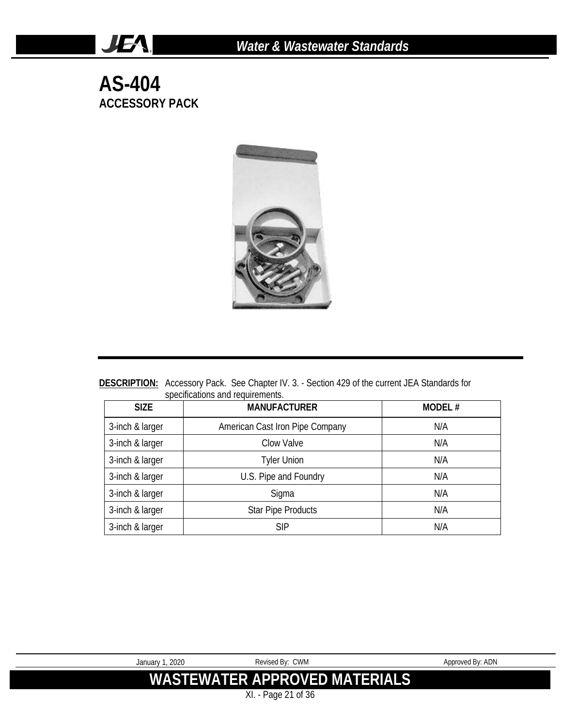# AS-404

## ACCESSORY PACK

**DESCRIPTION:** Accessory Pack. See Chapter IV. 3. - Section 429 of the current JEA Standards for specifications and requirements.

| SIZE | MANUFACTURER | MODEL # |
|---|---|---|
| 3-inch & larger | American Cast Iron Pipe Company | N/A |
| 3-inch & larger | Clow Valve | N/A |
| 3-inch & larger | Tyler Union | N/A |
| 3-inch & larger | U.S. Pipe and Foundry | N/A |
| 3-inch & larger | Sigma | N/A |
| 3-inch & larger | Star Pipe Products | N/A |
| 3-inch & larger | SIP | N/A |

January 1, 2020 | Revised By: CWM | Approved By: ADN

**WASTEWATER APPROVED MATERIALS**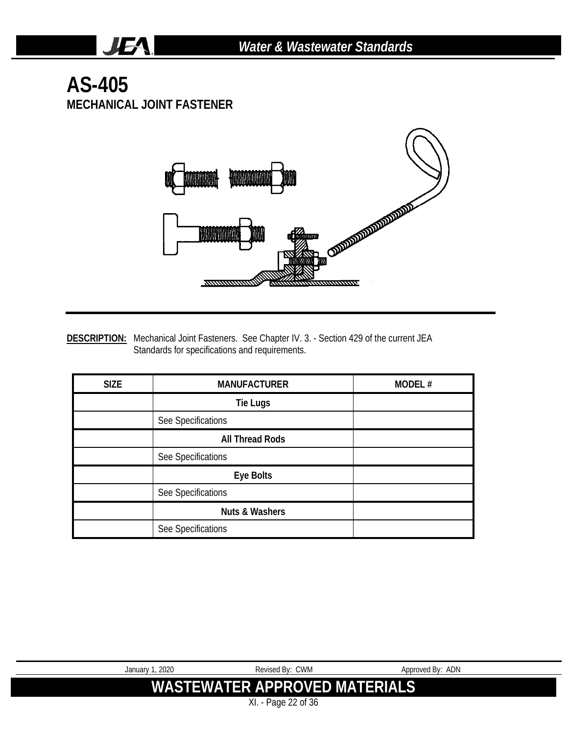# AS-405

## MECHANICAL JOINT FASTENER

**DESCRIPTION:** Mechanical Joint Fasteners. See Chapter IV. 3. - Section 429 of the current JEA Standards for specifications and requirements.

| SIZE | MANUFACTURER | MODEL # |
|---|---|---|
| | **Tie Lugs** | |
| | See Specifications | |
| | **All Thread Rods** | |
| | See Specifications | |
| | **Eye Bolts** | |
| | See Specifications | |
| | **Nuts & Washers** | |
| | See Specifications | |

January 1, 2020 Revised By: CWM Approved By: ADN

**WASTEWATER APPROVED MATERIALS**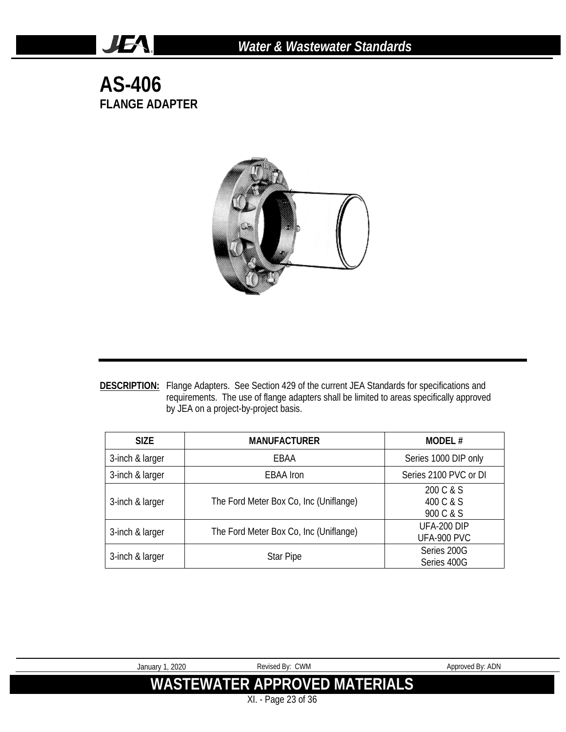# AS-406

## FLANGE ADAPTER

**DESCRIPTION:** Flange Adapters. See Section 429 of the current JEA Standards for specifications and requirements. The use of flange adapters shall be limited to areas specifically approved by JEA on a project-by-project basis.

| SIZE | MANUFACTURER | MODEL # |
|---|---|---|
| 3-inch & larger | EBAA | Series 1000 DIP only |
| 3-inch & larger | EBAA Iron | Series 2100 PVC or DI |
| 3-inch & larger | The Ford Meter Box Co, Inc (Uniflange) | 200 C & S<br>400 C & S<br>900 C & S |
| 3-inch & larger | The Ford Meter Box Co, Inc (Uniflange) | UFA-200 DIP<br>UFA-900 PVC |
| 3-inch & larger | Star Pipe | Series 200G<br>Series 400G |

January 1, 2020 Revised By: CWM Approved By: ADN

**WASTEWATER APPROVED MATERIALS**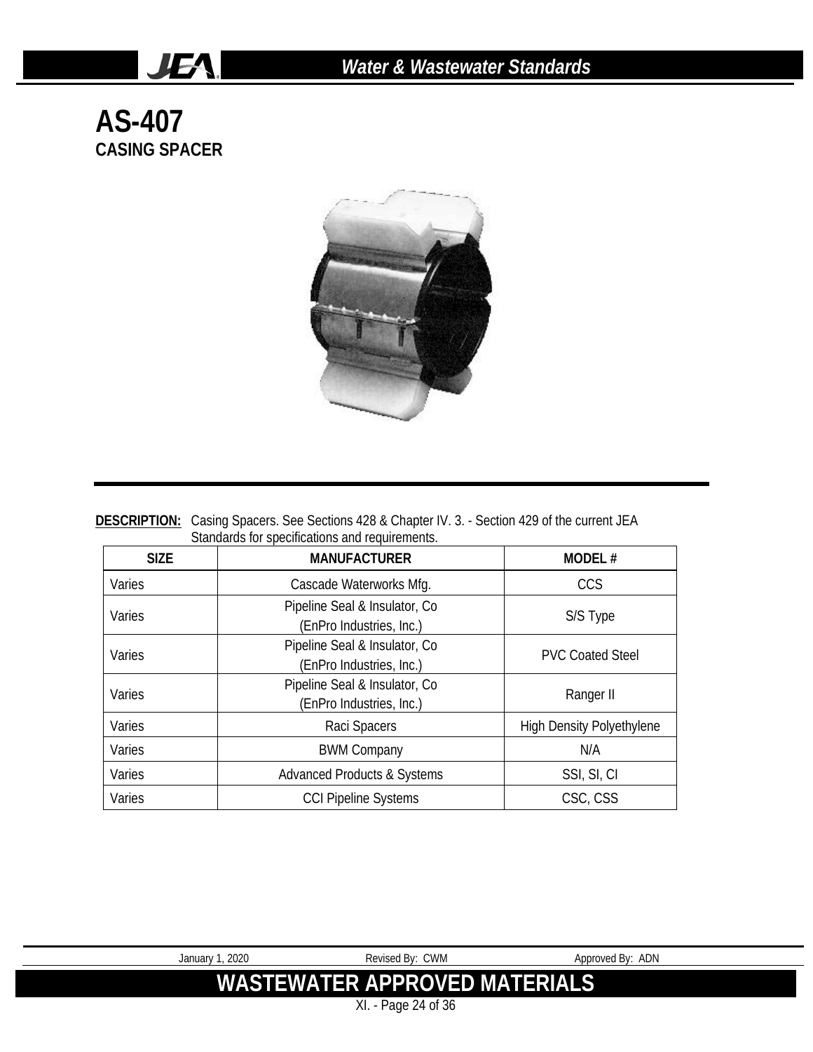# AS-407

## CASING SPACER

**DESCRIPTION:** Casing Spacers. See Sections 428 & Chapter IV. 3. - Section 429 of the current JEA Standards for specifications and requirements.

| SIZE | MANUFACTURER | MODEL # |
|---|---|---|
| Varies | Cascade Waterworks Mfg. | CCS |
| Varies | Pipeline Seal & Insulator, Co (EnPro Industries, Inc.) | S/S Type |
| Varies | Pipeline Seal & Insulator, Co (EnPro Industries, Inc.) | PVC Coated Steel |
| Varies | Pipeline Seal & Insulator, Co (EnPro Industries, Inc.) | Ranger II |
| Varies | Raci Spacers | High Density Polyethylene |
| Varies | BWM Company | N/A |
| Varies | Advanced Products & Systems | SSI, SI, CI |
| Varies | CCI Pipeline Systems | CSC, CSS |

January 1, 2020 Revised By: CWM Approved By: ADN

**WASTEWATER APPROVED MATERIALS**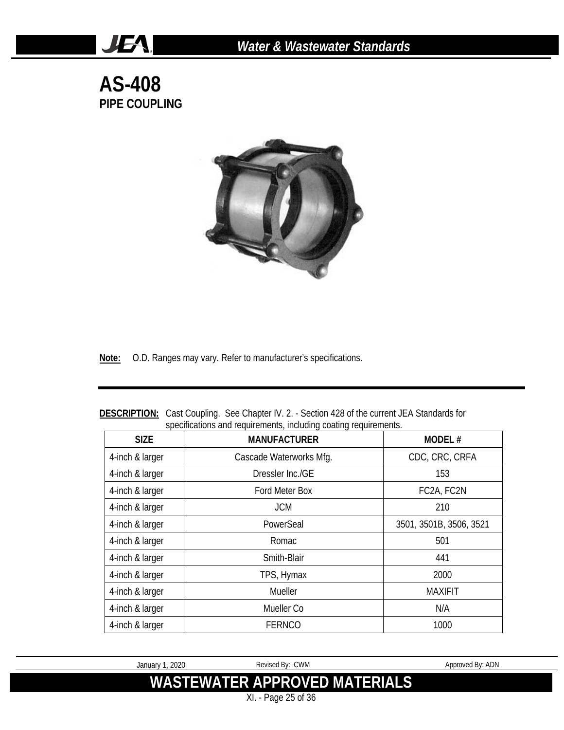# AS-408

## PIPE COUPLING

**Note:** O.D. Ranges may vary. Refer to manufacturer's specifications.

**DESCRIPTION:** Cast Coupling. See Chapter IV. 2. - Section 428 of the current JEA Standards for specifications and requirements, including coating requirements.

| SIZE | MANUFACTURER | MODEL # |
|---|---|---|
| 4-inch & larger | Cascade Waterworks Mfg. | CDC, CRC, CRFA |
| 4-inch & larger | Dressler Inc./GE | 153 |
| 4-inch & larger | Ford Meter Box | FC2A, FC2N |
| 4-inch & larger | JCM | 210 |
| 4-inch & larger | PowerSeal | 3501, 3501B, 3506, 3521 |
| 4-inch & larger | Romac | 501 |
| 4-inch & larger | Smith-Blair | 441 |
| 4-inch & larger | TPS, Hymax | 2000 |
| 4-inch & larger | Mueller | MAXIFIT |
| 4-inch & larger | Mueller Co | N/A |
| 4-inch & larger | FERNCO | 1000 |

January 1, 2020 Revised By: CWM Approved By: ADN

**WASTEWATER APPROVED MATERIALS**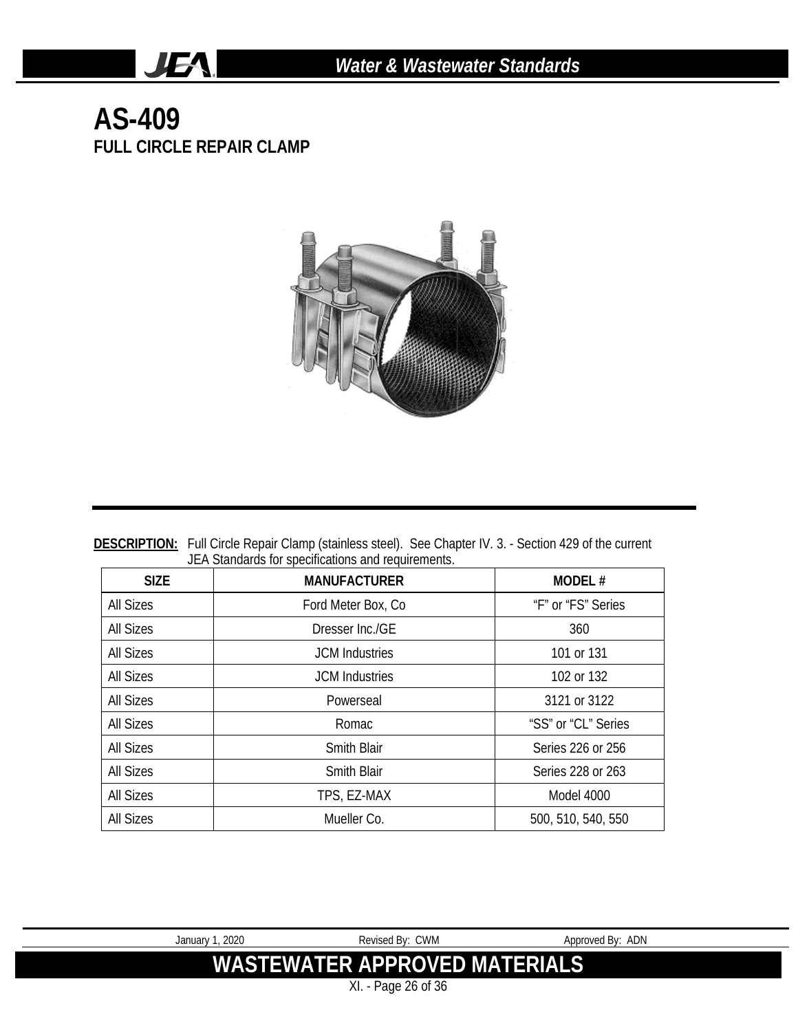# AS-409

## FULL CIRCLE REPAIR CLAMP

**DESCRIPTION:** Full Circle Repair Clamp (stainless steel). See Chapter IV. 3. - Section 429 of the current JEA Standards for specifications and requirements.

| SIZE | MANUFACTURER | MODEL # |
|---|---|---|
| All Sizes | Ford Meter Box, Co | “F” or “FS” Series |
| All Sizes | Dresser Inc./GE | 360 |
| All Sizes | JCM Industries | 101 or 131 |
| All Sizes | JCM Industries | 102 or 132 |
| All Sizes | Powerseal | 3121 or 3122 |
| All Sizes | Romac | “SS” or “CL” Series |
| All Sizes | Smith Blair | Series 226 or 256 |
| All Sizes | Smith Blair | Series 228 or 263 |
| All Sizes | TPS, EZ-MAX | Model 4000 |
| All Sizes | Mueller Co. | 500, 510, 540, 550 |

January 1, 2020 Revised By: CWM Approved By: ADN

**WASTEWATER APPROVED MATERIALS**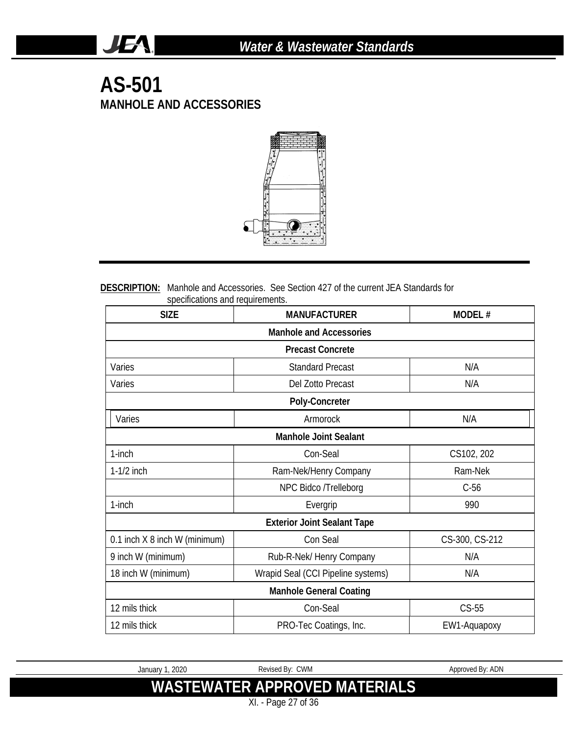# AS-501

## MANHOLE AND ACCESSORIES

**DESCRIPTION:** Manhole and Accessories. See Section 427 of the current JEA Standards for specifications and requirements.

| SIZE | MANUFACTURER | MODEL # |
|---|---|---|
| | **Manhole and Accessories** | |
| | **Precast Concrete** | |
| Varies | Standard Precast | N/A |
| Varies | Del Zotto Precast | N/A |
| | **Poly-Concreter** | |
| Varies | Armorock | N/A |
| | **Manhole Joint Sealant** | |
| 1-inch | Con-Seal | CS102, 202 |
| 1-1/2 inch | Ram-Nek/Henry Company | Ram-Nek |
| | NPC Bidco /Trelleborg | C-56 |
| 1-inch | Evergrip | 990 |
| | **Exterior Joint Sealant Tape** | |
| 0.1 inch X 8 inch W (minimum) | Con Seal | CS-300, CS-212 |
| 9 inch W (minimum) | Rub-R-Nek/ Henry Company | N/A |
| 18 inch W (minimum) | Wrapid Seal (CCI Pipeline systems) | N/A |
| | **Manhole General Coating** | |
| 12 mils thick | Con-Seal | CS-55 |
| 12 mils thick | PRO-Tec Coatings, Inc. | EW1-Aquapoxy |

January 1, 2020 Revised By: CWM Approved By: ADN

**WASTEWATER APPROVED MATERIALS**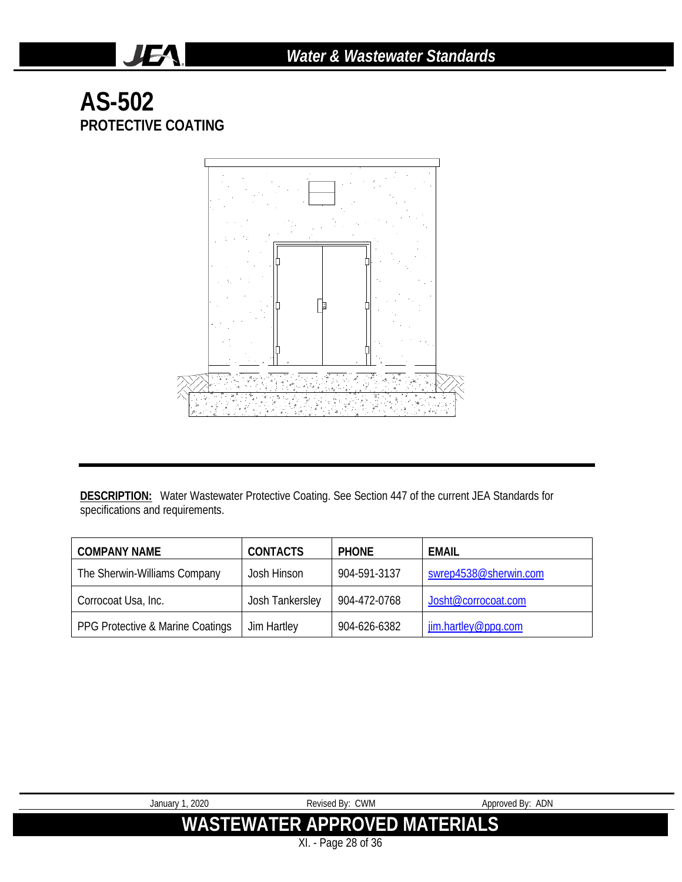# AS-502

## PROTECTIVE COATING

**DESCRIPTION:** Water Wastewater Protective Coating. See Section 447 of the current JEA Standards for specifications and requirements.

| COMPANY NAME | CONTACTS | PHONE | EMAIL |
|---|---|---|---|
| The Sherwin-Williams Company | Josh Hinson | 904-591-3137 | swrep4538@sherwin.com |
| Corrocoat Usa, Inc. | Josh Tankersley | 904-472-0768 | Josht@corrocoat.com |
| PPG Protective & Marine Coatings | Jim Hartley | 904-626-6382 | jim.hartley@ppg.com |

January 1, 2020 | Revised By: CWM | Approved By: ADN

**WASTEWATER APPROVED MATERIALS**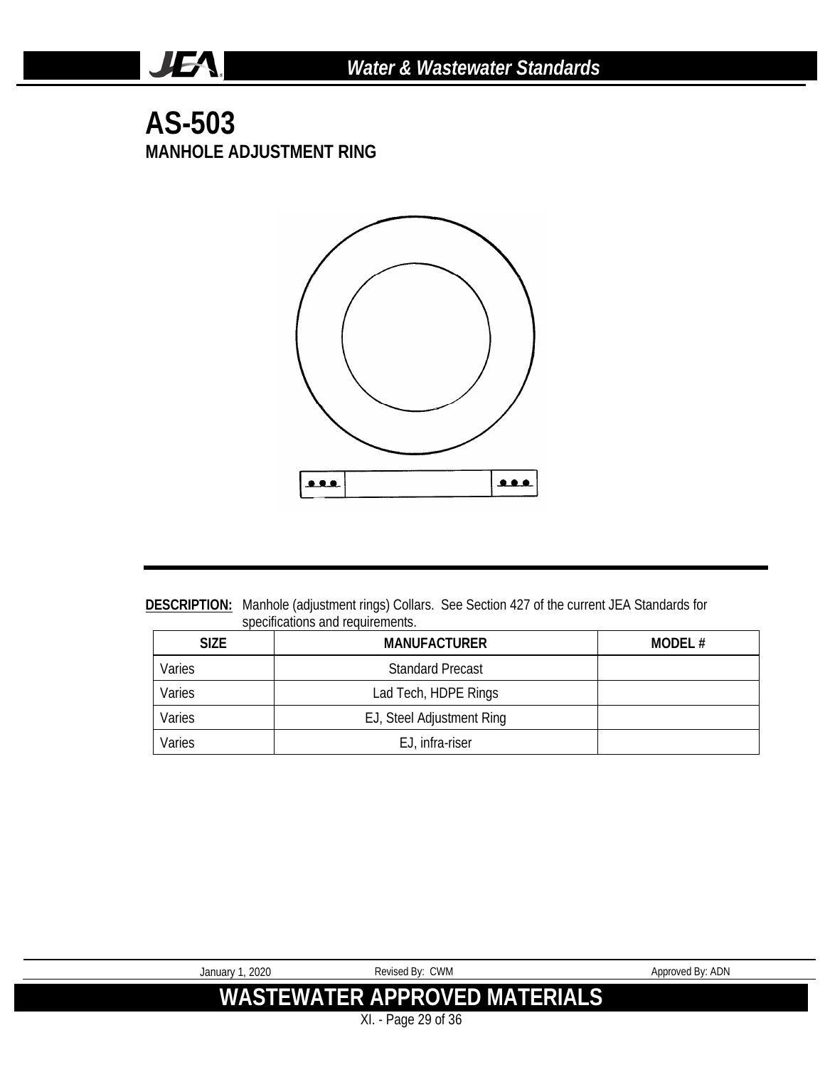# AS-503

## MANHOLE ADJUSTMENT RING

**DESCRIPTION:** Manhole (adjustment rings) Collars. See Section 427 of the current JEA Standards for specifications and requirements.

| SIZE | MANUFACTURER | MODEL # |
| --- | --- | --- |
| Varies | Standard Precast | |
| Varies | Lad Tech, HDPE Rings | |
| Varies | EJ, Steel Adjustment Ring | |
| Varies | EJ, infra-riser | |

January 1, 2020 Revised By: CWM Approved By: ADN

**WASTEWATER APPROVED MATERIALS**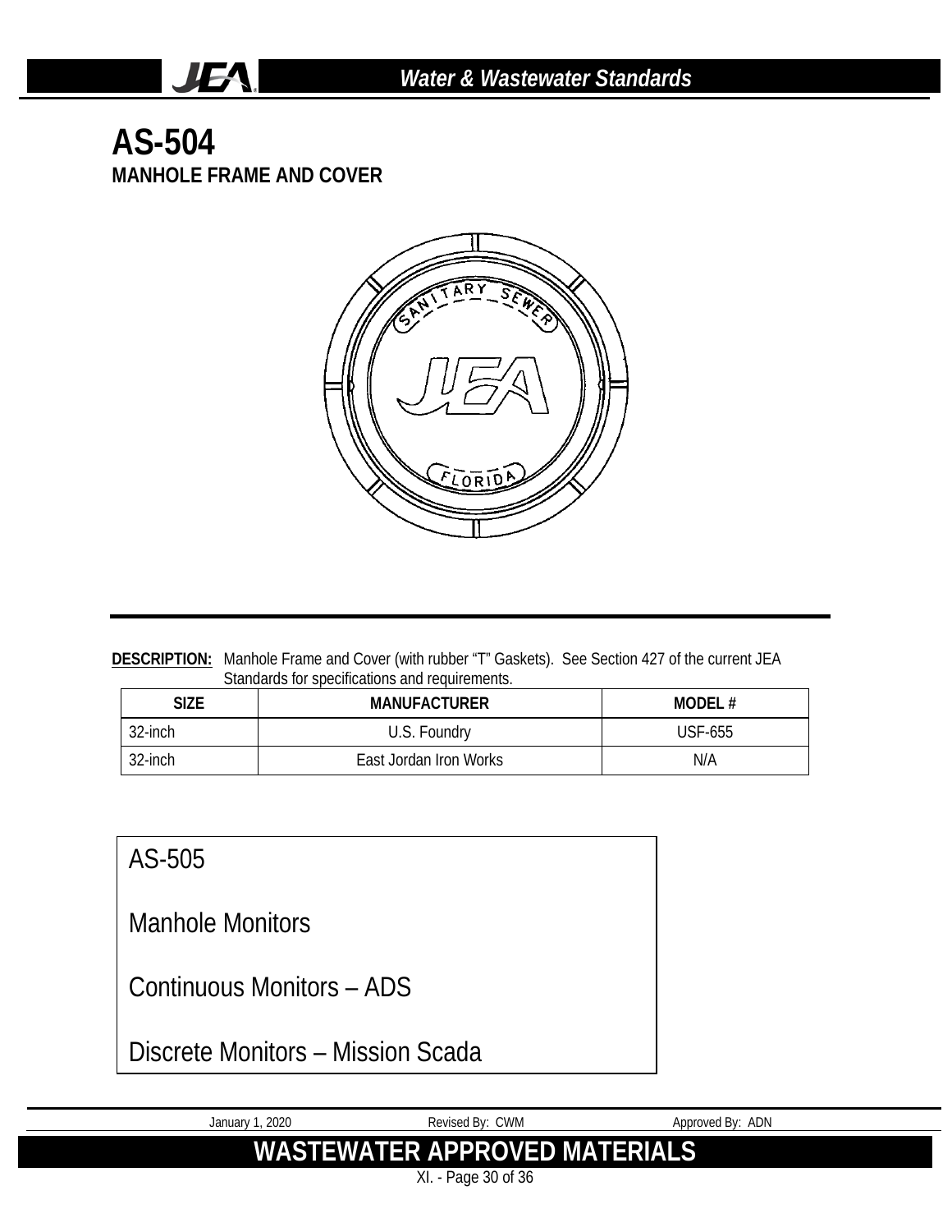# AS-504

## MANHOLE FRAME AND COVER

**DESCRIPTION:** Manhole Frame and Cover (with rubber "T" Gaskets). See Section 427 of the current JEA Standards for specifications and requirements.

| SIZE | MANUFACTURER | MODEL # |
|---|---|---|
| 32-inch | U.S. Foundry | USF-655 |
| 32-inch | East Jordan Iron Works | N/A |

AS-505

Manhole Monitors

Continuous Monitors – ADS

Discrete Monitors – Mission Scada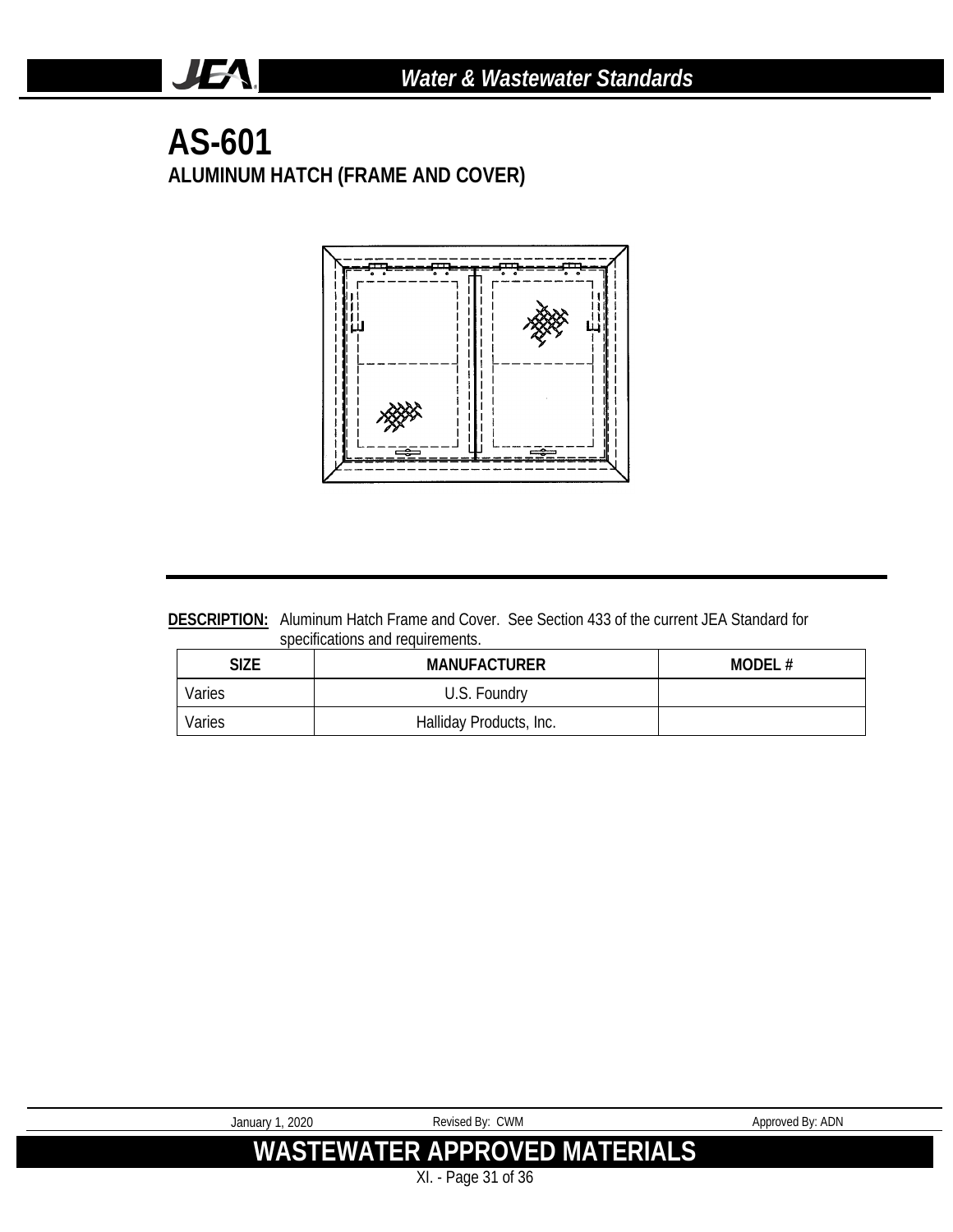# AS-601

## ALUMINUM HATCH (FRAME AND COVER)

**DESCRIPTION:** Aluminum Hatch Frame and Cover. See Section 433 of the current JEA Standard for specifications and requirements.

| SIZE | MANUFACTURER | MODEL # |
|---|---|---|
| Varies | U.S. Foundry | |
| Varies | Halliday Products, Inc. | |

January 1, 2020 Revised By: CWM Approved By: ADN

WASTEWATER APPROVED MATERIALS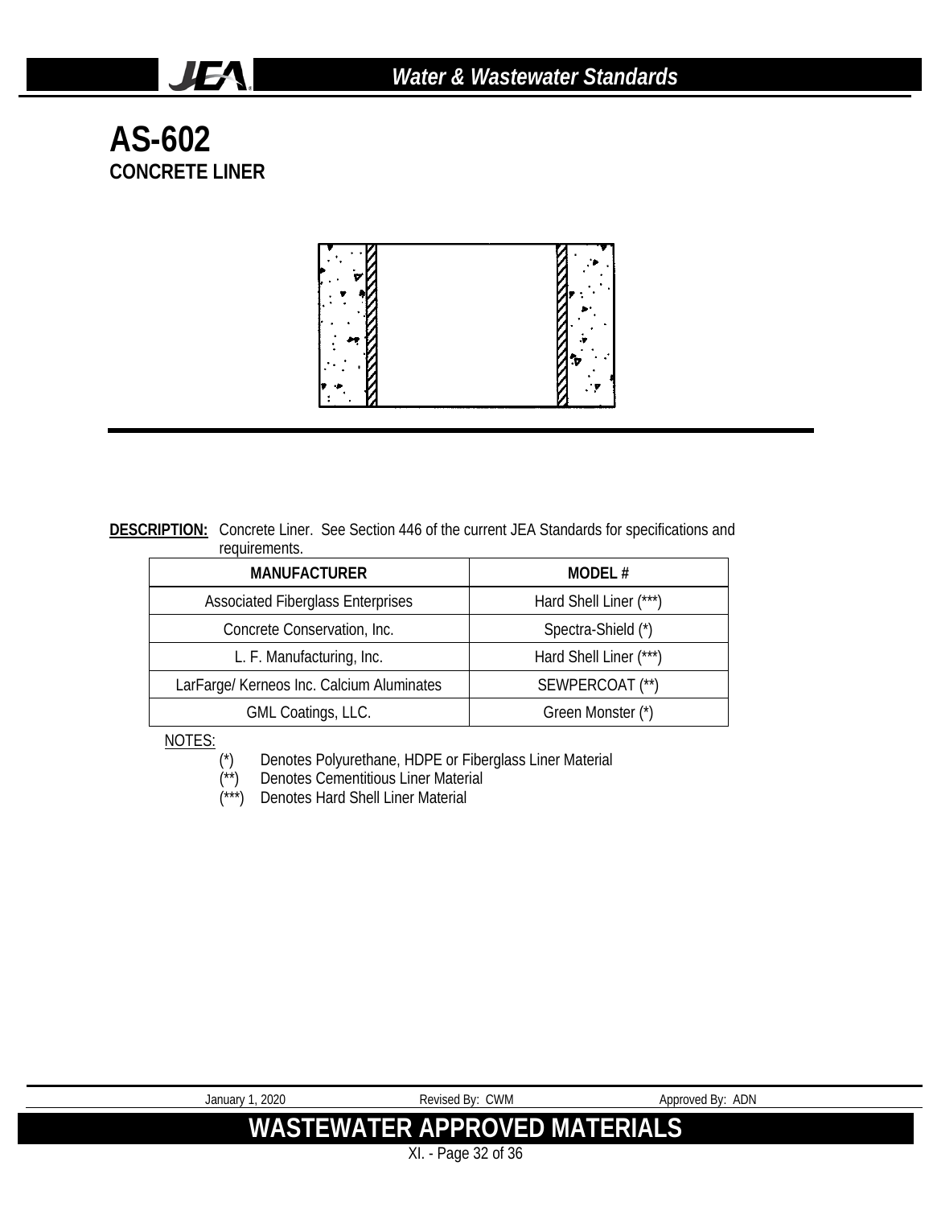# AS-602

## CONCRETE LINER

**DESCRIPTION:** Concrete Liner. See Section 446 of the current JEA Standards for specifications and requirements.

| MANUFACTURER | MODEL # |
|---|---|
| Associated Fiberglass Enterprises | Hard Shell Liner (***) |
| Concrete Conservation, Inc. | Spectra-Shield (*) |
| L. F. Manufacturing, Inc. | Hard Shell Liner (***) |
| LarFarge/ Kerneos Inc. Calcium Aluminates | SEWPERCOAT (**) |
| GML Coatings, LLC. | Green Monster (*) |

NOTES:

- (*) Denotes Polyurethane, HDPE or Fiberglass Liner Material
- (**) Denotes Cementitious Liner Material
- (***) Denotes Hard Shell Liner Material

January 1, 2020 | Revised By: CWM | Approved By: ADN

**WASTEWATER APPROVED MATERIALS**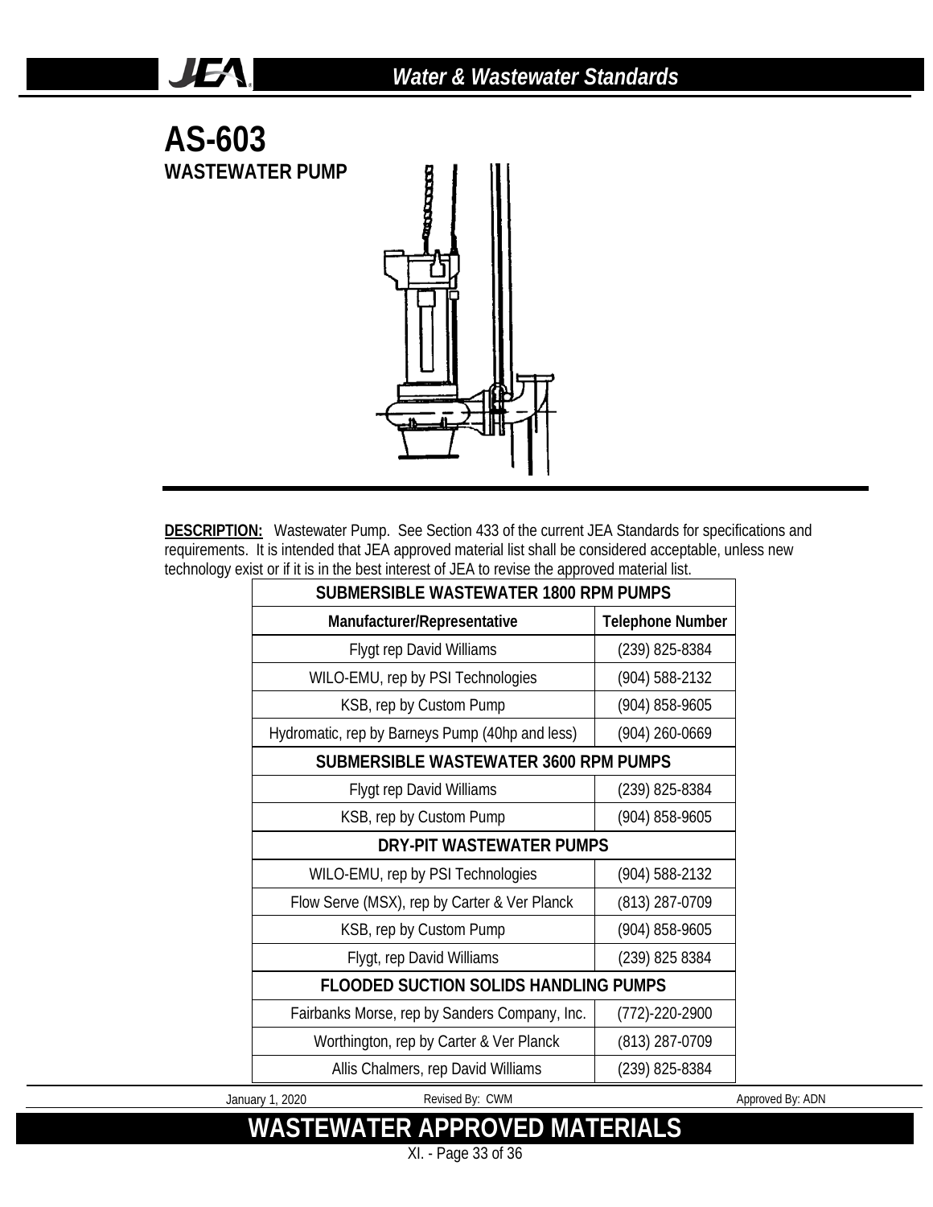# AS-603

## WASTEWATER PUMP

**DESCRIPTION:** Wastewater Pump. See Section 433 of the current JEA Standards for specifications and requirements. It is intended that JEA approved material list shall be considered acceptable, unless new technology exist or if it is in the best interest of JEA to revise the approved material list.

| SUBMERSIBLE WASTEWATER 1800 RPM PUMPS | |
|---|---|
| **Manufacturer/Representative** | **Telephone Number** |
| Flygt rep David Williams | (239) 825-8384 |
| WILO-EMU, rep by PSI Technologies | (904) 588-2132 |
| KSB, rep by Custom Pump | (904) 858-9605 |
| Hydromatic, rep by Barneys Pump (40hp and less) | (904) 260-0669 |
| **SUBMERSIBLE WASTEWATER 3600 RPM PUMPS** | |
| Flygt rep David Williams | (239) 825-8384 |
| KSB, rep by Custom Pump | (904) 858-9605 |
| **DRY-PIT WASTEWATER PUMPS** | |
| WILO-EMU, rep by PSI Technologies | (904) 588-2132 |
| Flow Serve (MSX), rep by Carter & Ver Planck | (813) 287-0709 |
| KSB, rep by Custom Pump | (904) 858-9605 |
| Flygt, rep David Williams | (239) 825 8384 |
| **FLOODED SUCTION SOLIDS HANDLING PUMPS** | |
| Fairbanks Morse, rep by Sanders Company, Inc. | (772)-220-2900 |
| Worthington, rep by Carter & Ver Planck | (813) 287-0709 |
| Allis Chalmers, rep David Williams | (239) 825-8384 |

January 1, 2020 Revised By: CWM Approved By: ADN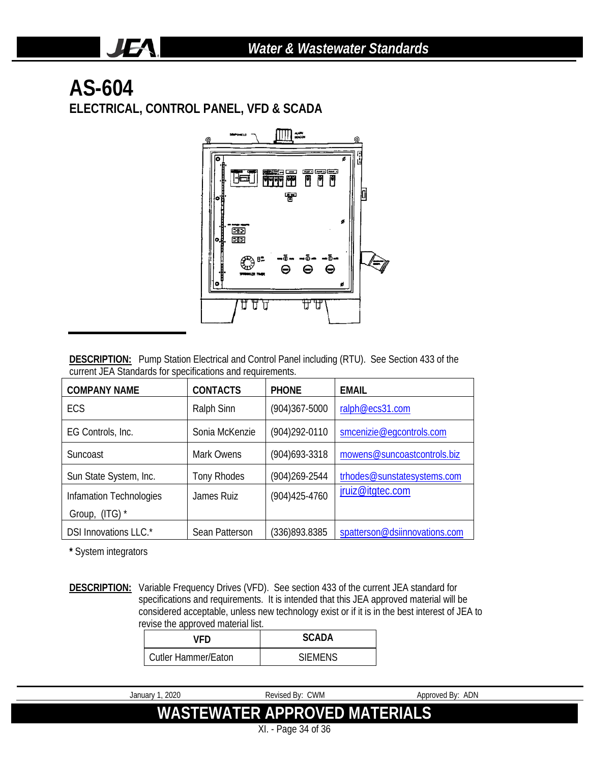# AS-604

## ELECTRICAL, CONTROL PANEL, VFD & SCADA

**DESCRIPTION:** Pump Station Electrical and Control Panel including (RTU). See Section 433 of the current JEA Standards for specifications and requirements.

| COMPANY NAME | CONTACTS | PHONE | EMAIL |
|---|---|---|---|
| ECS | Ralph Sinn | (904)367-5000 | ralph@ecs31.com |
| EG Controls, Inc. | Sonia McKenzie | (904)292-0110 | smcenizie@egcontrols.com |
| Suncoast | Mark Owens | (904)693-3318 | mowens@suncoastcontrols.biz |
| Sun State System, Inc. | Tony Rhodes | (904)269-2544 | trhodes@sunstatesystems.com |
| Infamation Technologies Group, (ITG) * | James Ruiz | (904)425-4760 | jruiz@itgtec.com |
| DSI Innovations LLC.* | Sean Patterson | (336)893.8385 | spatterson@dsiinnovations.com |

**\*** System integrators

**DESCRIPTION:** Variable Frequency Drives (VFD). See section 433 of the current JEA standard for specifications and requirements. It is intended that this JEA approved material will be considered acceptable, unless new technology exist or if it is in the best interest of JEA to revise the approved material list.

| VFD | SCADA |
|---|---|
| Cutler Hammer/Eaton | SIEMENS |

January 1, 2020 | Revised By: CWM | Approved By: ADN

**WASTEWATER APPROVED MATERIALS**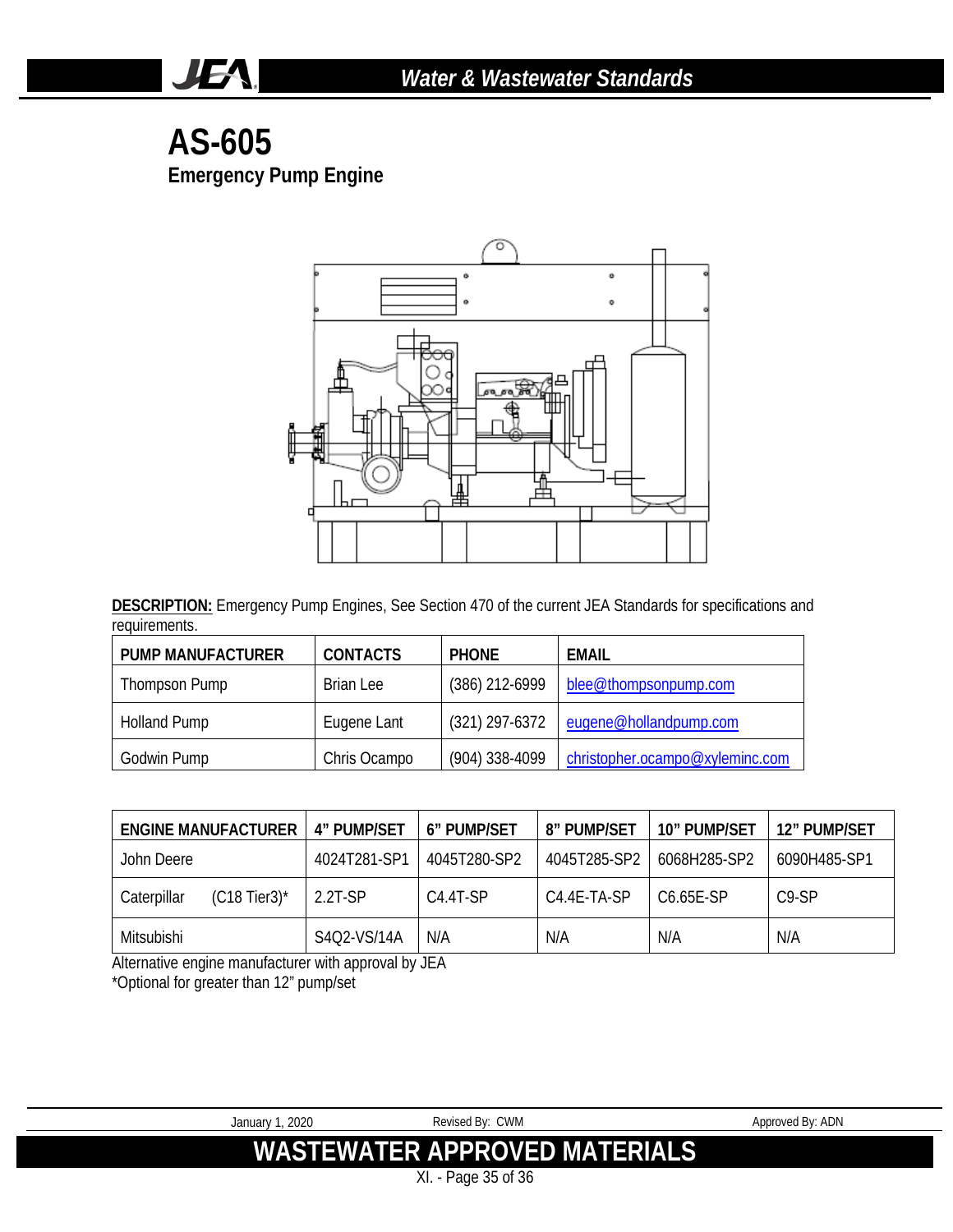# AS-605

## Emergency Pump Engine

**DESCRIPTION:** Emergency Pump Engines, See Section 470 of the current JEA Standards for specifications and requirements.

| PUMP MANUFACTURER | CONTACTS | PHONE | EMAIL |
|---|---|---|---|
| Thompson Pump | Brian Lee | (386) 212-6999 | blee@thompsonpump.com |
| Holland Pump | Eugene Lant | (321) 297-6372 | eugene@hollandpump.com |
| Godwin Pump | Chris Ocampo | (904) 338-4099 | christopher.ocampo@xyleminc.com |

| ENGINE MANUFACTURER | 4" PUMP/SET | 6" PUMP/SET | 8" PUMP/SET | 10" PUMP/SET | 12" PUMP/SET |
|---|---|---|---|---|---|
| John Deere | 4024T281-SP1 | 4045T280-SP2 | 4045T285-SP2 | 6068H285-SP2 | 6090H485-SP1 |
| Caterpillar (C18 Tier3)* | 2.2T-SP | C4.4T-SP | C4.4E-TA-SP | C6.65E-SP | C9-SP |
| Mitsubishi | S4Q2-VS/14A | N/A | N/A | N/A | N/A |

Alternative engine manufacturer with approval by JEA

*Optional for greater than 12" pump/set

January 1, 2020 | Revised By: CWM | Approved By: ADN

**WASTEWATER APPROVED MATERIALS**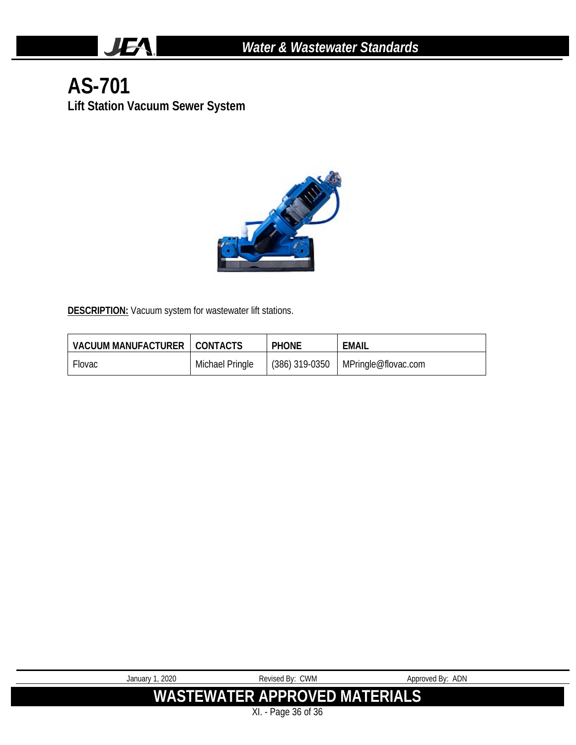# AS-701

## Lift Station Vacuum Sewer System

**DESCRIPTION:** Vacuum system for wastewater lift stations.

| VACUUM MANUFACTURER | CONTACTS | PHONE | EMAIL |
|---|---|---|---|
| Flovac | Michael Pringle | (386) 319-0350 | MPringle@flovac.com |